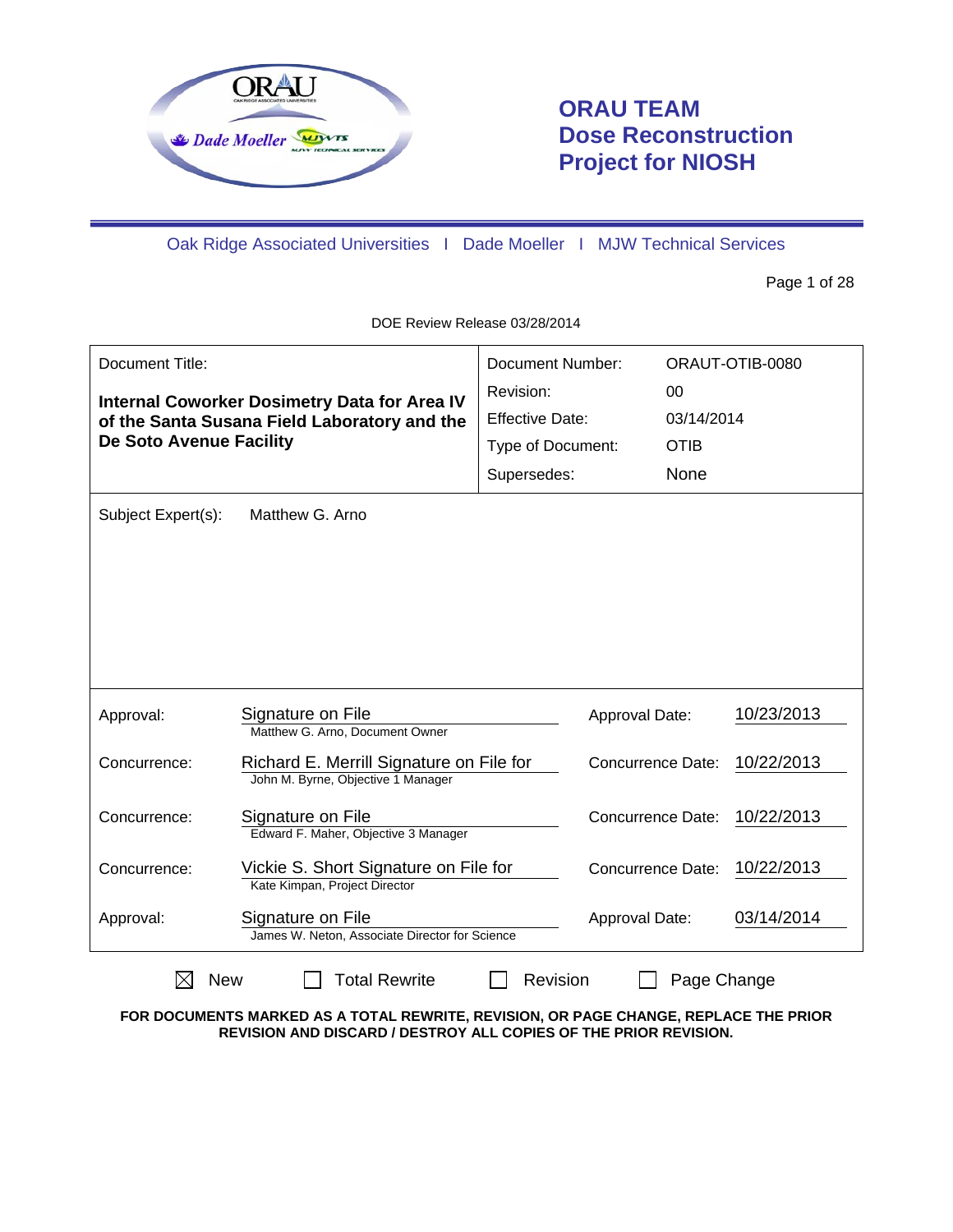# ORAU TEAM Dose Reconstruction Project for NIOSH

Oak Ridge Associated Universities I Dade Moeller I MJW Technical Services

DOE Review Release 03/28/2014

| Document Title: | | Document Number: | ORAUT-OTIB-0080 |
|---|---|---|---|
| **Internal Coworker Dosimetry Data for Area IV of the Santa Susana Field Laboratory and the De Soto Avenue Facility** | | Revision: | 00 |
| | | Effective Date: | 03/14/2014 |
| | | Type of Document: | OTIB |
| | | Supersedes: | None |

Subject Expert(s): Matthew G. Arno

| | | | |
|---|---|---|---|
| Approval: | Signature on File<br>Matthew G. Arno, Document Owner | Approval Date: | 10/23/2013 |
| Concurrence: | Richard E. Merrill Signature on File for<br>John M. Byrne, Objective 1 Manager | Concurrence Date: | 10/22/2013 |
| Concurrence: | Signature on File<br>Edward F. Maher, Objective 3 Manager | Concurrence Date: | 10/22/2013 |
| Concurrence: | Vickie S. Short Signature on File for<br>Kate Kimpan, Project Director | Concurrence Date: | 10/22/2013 |
| Approval: | Signature on File<br>James W. Neton, Associate Director for Science | Approval Date: | 03/14/2014 |

☒ New ☐ Total Rewrite ☐ Revision ☐ Page Change

**FOR DOCUMENTS MARKED AS A TOTAL REWRITE, REVISION, OR PAGE CHANGE, REPLACE THE PRIOR REVISION AND DISCARD / DESTROY ALL COPIES OF THE PRIOR REVISION.**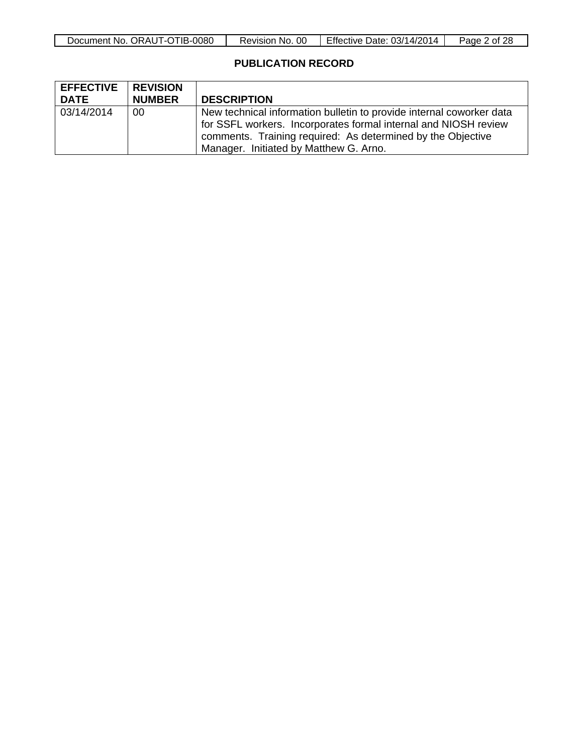## PUBLICATION RECORD

| EFFECTIVE DATE | REVISION NUMBER | DESCRIPTION |
|---|---|---|
| 03/14/2014 | 00 | New technical information bulletin to provide internal coworker data for SSFL workers. Incorporates formal internal and NIOSH review comments. Training required: As determined by the Objective Manager. Initiated by Matthew G. Arno. |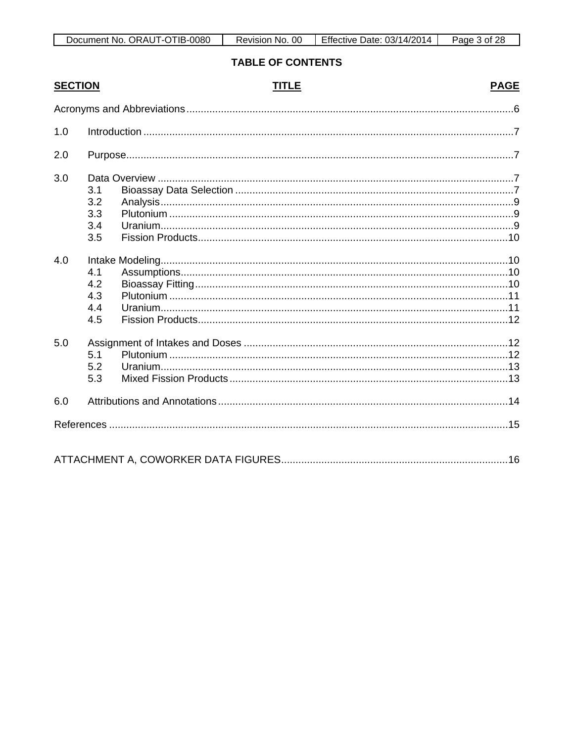**TABLE OF CONTENTS**

| SECTION | TITLE | PAGE |
|---|---|---|
| | Acronyms and Abbreviations | 6 |
| 1.0 | Introduction | 7 |
| 2.0 | Purpose | 7 |
| 3.0 | Data Overview | 7 |
| 3.1 | Bioassay Data Selection | 7 |
| 3.2 | Analysis | 9 |
| 3.3 | Plutonium | 9 |
| 3.4 | Uranium | 9 |
| 3.5 | Fission Products | 10 |
| 4.0 | Intake Modeling | 10 |
| 4.1 | Assumptions | 10 |
| 4.2 | Bioassay Fitting | 10 |
| 4.3 | Plutonium | 11 |
| 4.4 | Uranium | 11 |
| 4.5 | Fission Products | 12 |
| 5.0 | Assignment of Intakes and Doses | 12 |
| 5.1 | Plutonium | 12 |
| 5.2 | Uranium | 13 |
| 5.3 | Mixed Fission Products | 13 |
| 6.0 | Attributions and Annotations | 14 |
| | References | 15 |
| | ATTACHMENT A, COWORKER DATA FIGURES | 16 |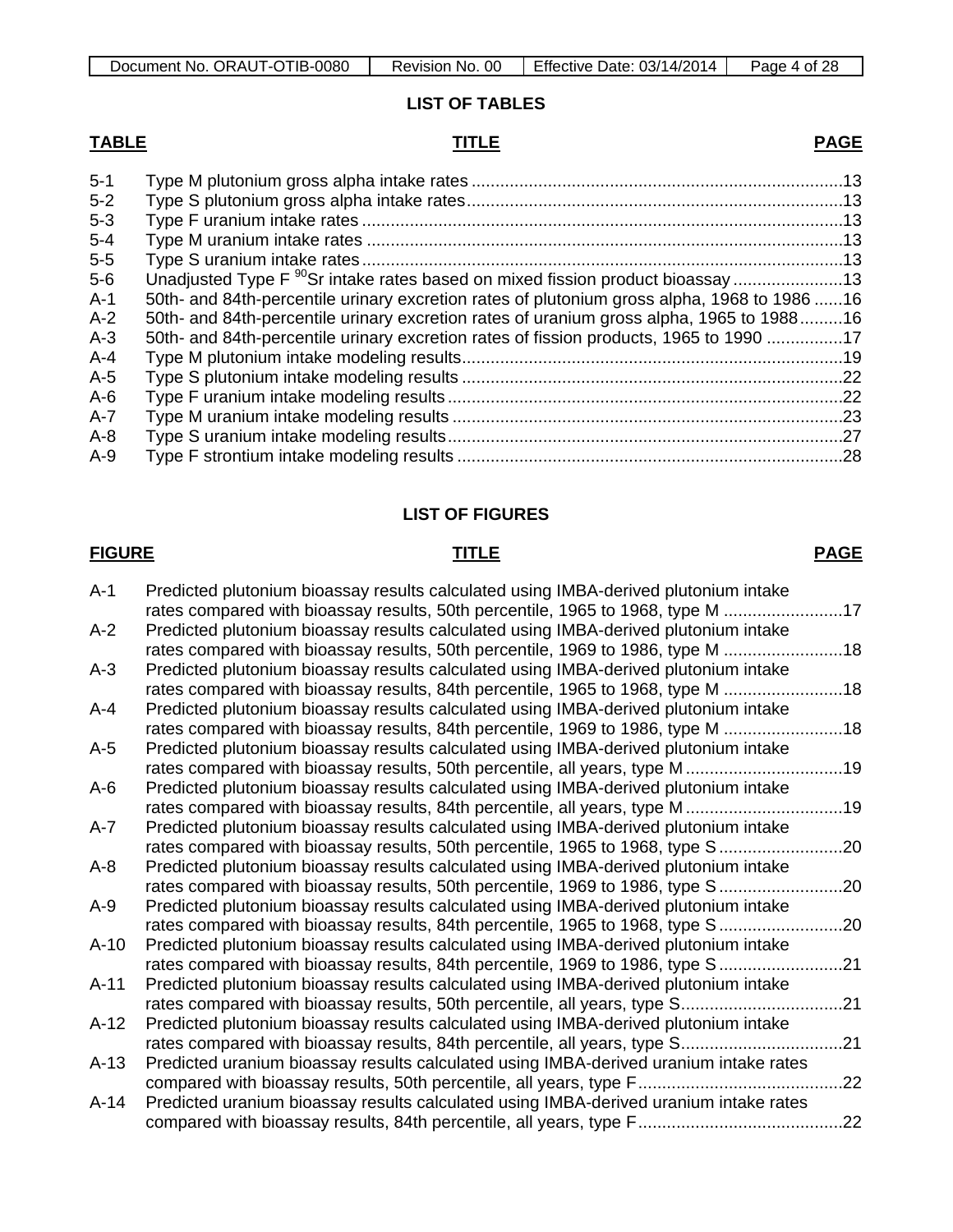## LIST OF TABLES

| TABLE | TITLE | PAGE |
|---|---|---|
| 5-1 | Type M plutonium gross alpha intake rates | 13 |
| 5-2 | Type S plutonium gross alpha intake rates | 13 |
| 5-3 | Type F uranium intake rates | 13 |
| 5-4 | Type M uranium intake rates | 13 |
| 5-5 | Type S uranium intake rates | 13 |
| 5-6 | Unadjusted Type F $^{90}$Sr intake rates based on mixed fission product bioassay | 13 |
| A-1 | 50th- and 84th-percentile urinary excretion rates of plutonium gross alpha, 1968 to 1986 | 16 |
| A-2 | 50th- and 84th-percentile urinary excretion rates of uranium gross alpha, 1965 to 1988 | 16 |
| A-3 | 50th- and 84th-percentile urinary excretion rates of fission products, 1965 to 1990 | 17 |
| A-4 | Type M plutonium intake modeling results | 19 |
| A-5 | Type S plutonium intake modeling results | 22 |
| A-6 | Type F uranium intake modeling results | 22 |
| A-7 | Type M uranium intake modeling results | 23 |
| A-8 | Type S uranium intake modeling results | 27 |
| A-9 | Type F strontium intake modeling results | 28 |

## LIST OF FIGURES

| FIGURE | TITLE | PAGE |
|---|---|---|
| A-1 | Predicted plutonium bioassay results calculated using IMBA-derived plutonium intake rates compared with bioassay results, 50th percentile, 1965 to 1968, type M | 17 |
| A-2 | Predicted plutonium bioassay results calculated using IMBA-derived plutonium intake rates compared with bioassay results, 50th percentile, 1969 to 1986, type M | 18 |
| A-3 | Predicted plutonium bioassay results calculated using IMBA-derived plutonium intake rates compared with bioassay results, 84th percentile, 1965 to 1968, type M | 18 |
| A-4 | Predicted plutonium bioassay results calculated using IMBA-derived plutonium intake rates compared with bioassay results, 84th percentile, 1969 to 1986, type M | 18 |
| A-5 | Predicted plutonium bioassay results calculated using IMBA-derived plutonium intake rates compared with bioassay results, 50th percentile, all years, type M | 19 |
| A-6 | Predicted plutonium bioassay results calculated using IMBA-derived plutonium intake rates compared with bioassay results, 84th percentile, all years, type M | 19 |
| A-7 | Predicted plutonium bioassay results calculated using IMBA-derived plutonium intake rates compared with bioassay results, 50th percentile, 1965 to 1968, type S | 20 |
| A-8 | Predicted plutonium bioassay results calculated using IMBA-derived plutonium intake rates compared with bioassay results, 50th percentile, 1969 to 1986, type S | 20 |
| A-9 | Predicted plutonium bioassay results calculated using IMBA-derived plutonium intake rates compared with bioassay results, 84th percentile, 1965 to 1968, type S | 20 |
| A-10 | Predicted plutonium bioassay results calculated using IMBA-derived plutonium intake rates compared with bioassay results, 84th percentile, 1969 to 1986, type S | 21 |
| A-11 | Predicted plutonium bioassay results calculated using IMBA-derived plutonium intake rates compared with bioassay results, 50th percentile, all years, type S | 21 |
| A-12 | Predicted plutonium bioassay results calculated using IMBA-derived plutonium intake rates compared with bioassay results, 84th percentile, all years, type S | 21 |
| A-13 | Predicted uranium bioassay results calculated using IMBA-derived uranium intake rates compared with bioassay results, 50th percentile, all years, type F | 22 |
| A-14 | Predicted uranium bioassay results calculated using IMBA-derived uranium intake rates compared with bioassay results, 84th percentile, all years, type F | 22 |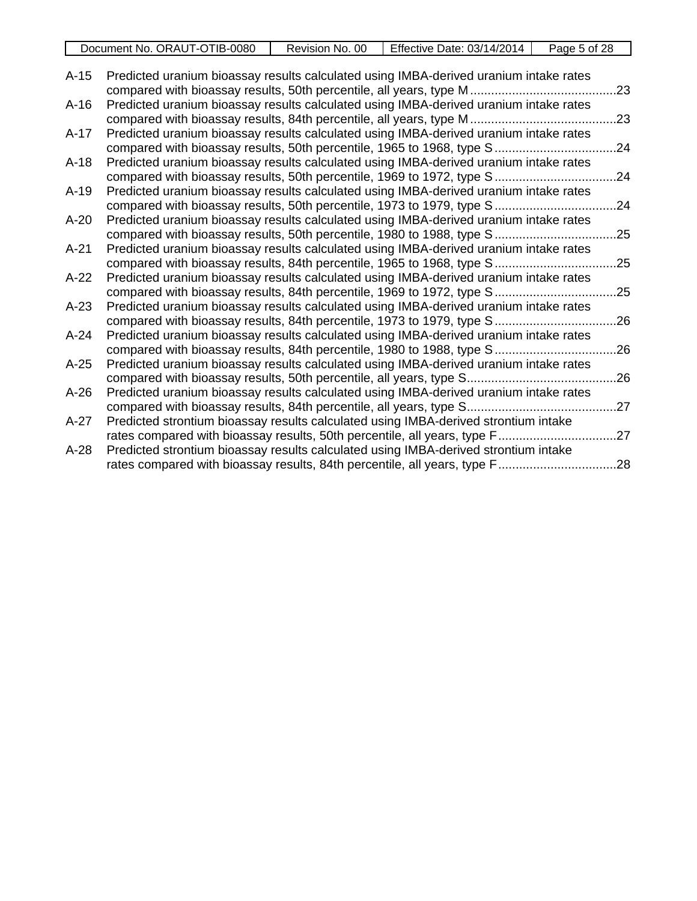| | | |
|---|---|---|
| A-15 | Predicted uranium bioassay results calculated using IMBA-derived uranium intake rates compared with bioassay results, 50th percentile, all years, type M | 23 |
| A-16 | Predicted uranium bioassay results calculated using IMBA-derived uranium intake rates compared with bioassay results, 84th percentile, all years, type M | 23 |
| A-17 | Predicted uranium bioassay results calculated using IMBA-derived uranium intake rates compared with bioassay results, 50th percentile, 1965 to 1968, type S | 24 |
| A-18 | Predicted uranium bioassay results calculated using IMBA-derived uranium intake rates compared with bioassay results, 50th percentile, 1969 to 1972, type S | 24 |
| A-19 | Predicted uranium bioassay results calculated using IMBA-derived uranium intake rates compared with bioassay results, 50th percentile, 1973 to 1979, type S | 24 |
| A-20 | Predicted uranium bioassay results calculated using IMBA-derived uranium intake rates compared with bioassay results, 50th percentile, 1980 to 1988, type S | 25 |
| A-21 | Predicted uranium bioassay results calculated using IMBA-derived uranium intake rates compared with bioassay results, 84th percentile, 1965 to 1968, type S | 25 |
| A-22 | Predicted uranium bioassay results calculated using IMBA-derived uranium intake rates compared with bioassay results, 84th percentile, 1969 to 1972, type S | 25 |
| A-23 | Predicted uranium bioassay results calculated using IMBA-derived uranium intake rates compared with bioassay results, 84th percentile, 1973 to 1979, type S | 26 |
| A-24 | Predicted uranium bioassay results calculated using IMBA-derived uranium intake rates compared with bioassay results, 84th percentile, 1980 to 1988, type S | 26 |
| A-25 | Predicted uranium bioassay results calculated using IMBA-derived uranium intake rates compared with bioassay results, 50th percentile, all years, type S | 26 |
| A-26 | Predicted uranium bioassay results calculated using IMBA-derived uranium intake rates compared with bioassay results, 84th percentile, all years, type S | 27 |
| A-27 | Predicted strontium bioassay results calculated using IMBA-derived strontium intake rates compared with bioassay results, 50th percentile, all years, type F | 27 |
| A-28 | Predicted strontium bioassay results calculated using IMBA-derived strontium intake rates compared with bioassay results, 84th percentile, all years, type F | 28 |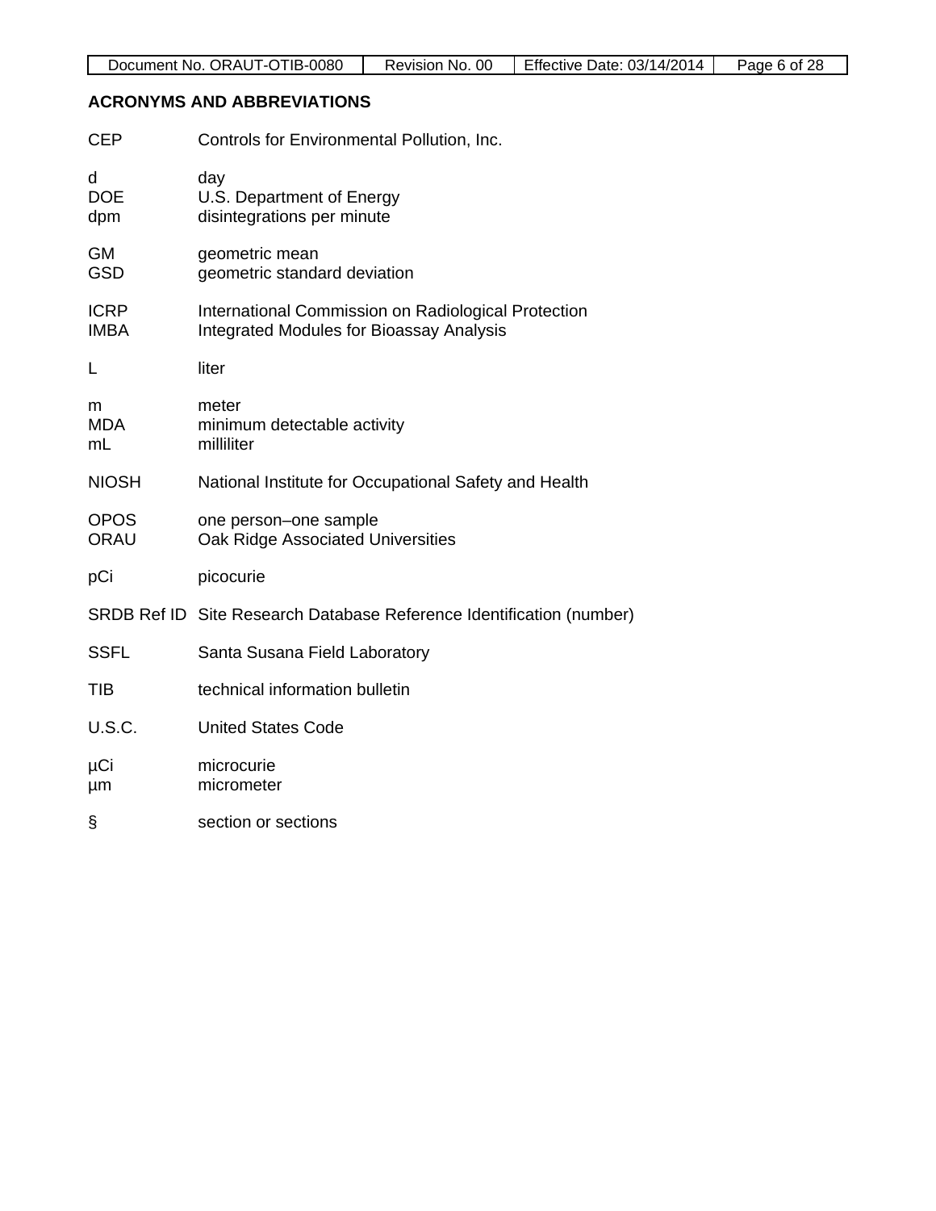## ACRONYMS AND ABBREVIATIONS

| | |
|---|---|
| CEP | Controls for Environmental Pollution, Inc. |
| d | day |
| DOE | U.S. Department of Energy |
| dpm | disintegrations per minute |
| GM | geometric mean |
| GSD | geometric standard deviation |
| ICRP | International Commission on Radiological Protection |
| IMBA | Integrated Modules for Bioassay Analysis |
| L | liter |
| m | meter |
| MDA | minimum detectable activity |
| mL | milliliter |
| NIOSH | National Institute for Occupational Safety and Health |
| OPOS | one person–one sample |
| ORAU | Oak Ridge Associated Universities |
| pCi | picocurie |
| SRDB Ref ID | Site Research Database Reference Identification (number) |
| SSFL | Santa Susana Field Laboratory |
| TIB | technical information bulletin |
| U.S.C. | United States Code |
| µCi | microcurie |
| µm | micrometer |
| § | section or sections |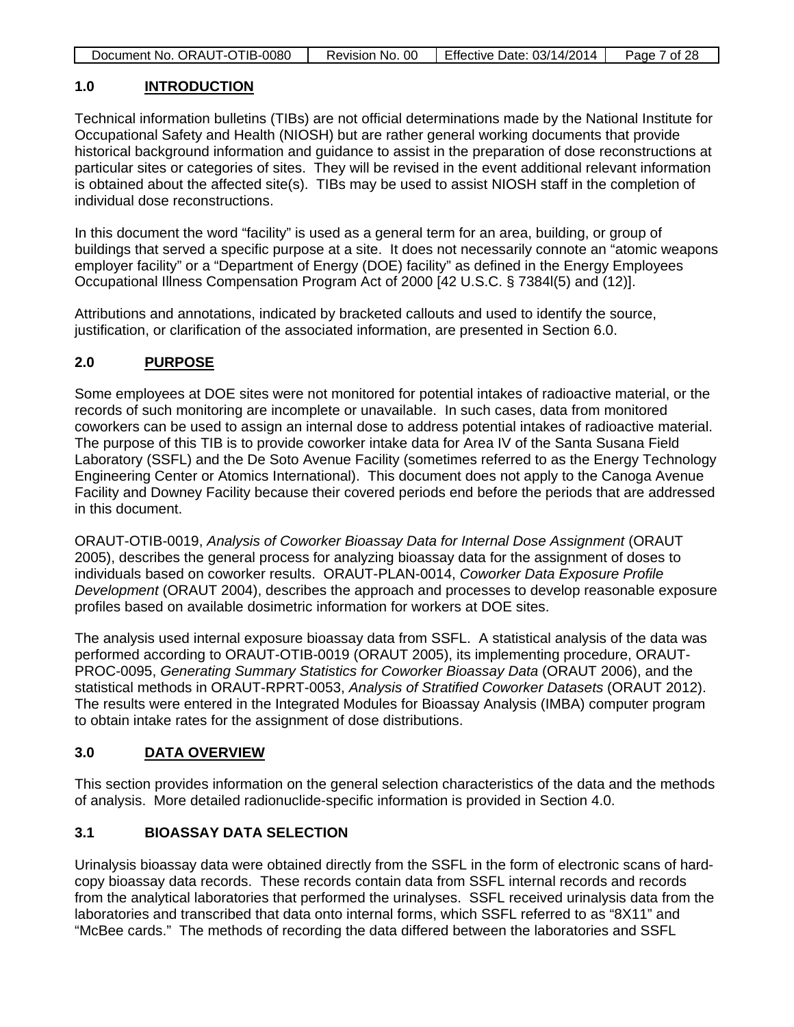## 1.0 INTRODUCTION

Technical information bulletins (TIBs) are not official determinations made by the National Institute for Occupational Safety and Health (NIOSH) but are rather general working documents that provide historical background information and guidance to assist in the preparation of dose reconstructions at particular sites or categories of sites. They will be revised in the event additional relevant information is obtained about the affected site(s). TIBs may be used to assist NIOSH staff in the completion of individual dose reconstructions.

In this document the word "facility" is used as a general term for an area, building, or group of buildings that served a specific purpose at a site. It does not necessarily connote an "atomic weapons employer facility" or a "Department of Energy (DOE) facility" as defined in the Energy Employees Occupational Illness Compensation Program Act of 2000 [42 U.S.C. § 7384l(5) and (12)].

Attributions and annotations, indicated by bracketed callouts and used to identify the source, justification, or clarification of the associated information, are presented in Section 6.0.

## 2.0 PURPOSE

Some employees at DOE sites were not monitored for potential intakes of radioactive material, or the records of such monitoring are incomplete or unavailable. In such cases, data from monitored coworkers can be used to assign an internal dose to address potential intakes of radioactive material. The purpose of this TIB is to provide coworker intake data for Area IV of the Santa Susana Field Laboratory (SSFL) and the De Soto Avenue Facility (sometimes referred to as the Energy Technology Engineering Center or Atomics International). This document does not apply to the Canoga Avenue Facility and Downey Facility because their covered periods end before the periods that are addressed in this document.

ORAUT-OTIB-0019, *Analysis of Coworker Bioassay Data for Internal Dose Assignment* (ORAUT 2005), describes the general process for analyzing bioassay data for the assignment of doses to individuals based on coworker results. ORAUT-PLAN-0014, *Coworker Data Exposure Profile Development* (ORAUT 2004), describes the approach and processes to develop reasonable exposure profiles based on available dosimetric information for workers at DOE sites.

The analysis used internal exposure bioassay data from SSFL. A statistical analysis of the data was performed according to ORAUT-OTIB-0019 (ORAUT 2005), its implementing procedure, ORAUT-PROC-0095, *Generating Summary Statistics for Coworker Bioassay Data* (ORAUT 2006), and the statistical methods in ORAUT-RPRT-0053, *Analysis of Stratified Coworker Datasets* (ORAUT 2012). The results were entered in the Integrated Modules for Bioassay Analysis (IMBA) computer program to obtain intake rates for the assignment of dose distributions.

## 3.0 DATA OVERVIEW

This section provides information on the general selection characteristics of the data and the methods of analysis. More detailed radionuclide-specific information is provided in Section 4.0.

### 3.1 BIOASSAY DATA SELECTION

Urinalysis bioassay data were obtained directly from the SSFL in the form of electronic scans of hard-copy bioassay data records. These records contain data from SSFL internal records and records from the analytical laboratories that performed the urinalyses. SSFL received urinalysis data from the laboratories and transcribed that data onto internal forms, which SSFL referred to as "8X11" and "McBee cards." The methods of recording the data differed between the laboratories and SSFL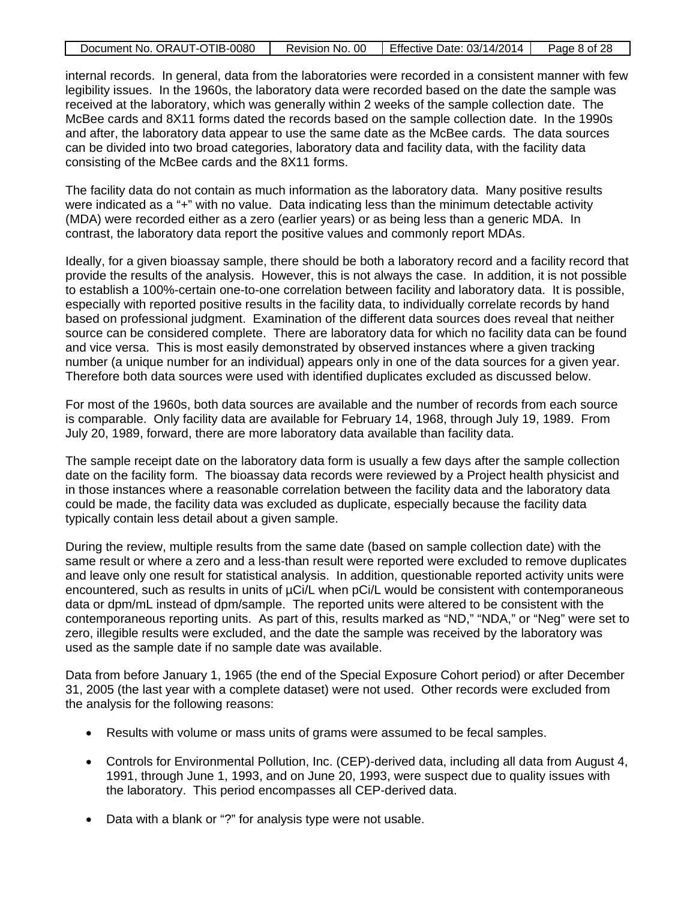internal records. In general, data from the laboratories were recorded in a consistent manner with few legibility issues. In the 1960s, the laboratory data were recorded based on the date the sample was received at the laboratory, which was generally within 2 weeks of the sample collection date. The McBee cards and 8X11 forms dated the records based on the sample collection date. In the 1990s and after, the laboratory data appear to use the same date as the McBee cards. The data sources can be divided into two broad categories, laboratory data and facility data, with the facility data consisting of the McBee cards and the 8X11 forms.

The facility data do not contain as much information as the laboratory data. Many positive results were indicated as a "+" with no value. Data indicating less than the minimum detectable activity (MDA) were recorded either as a zero (earlier years) or as being less than a generic MDA. In contrast, the laboratory data report the positive values and commonly report MDAs.

Ideally, for a given bioassay sample, there should be both a laboratory record and a facility record that provide the results of the analysis. However, this is not always the case. In addition, it is not possible to establish a 100%-certain one-to-one correlation between facility and laboratory data. It is possible, especially with reported positive results in the facility data, to individually correlate records by hand based on professional judgment. Examination of the different data sources does reveal that neither source can be considered complete. There are laboratory data for which no facility data can be found and vice versa. This is most easily demonstrated by observed instances where a given tracking number (a unique number for an individual) appears only in one of the data sources for a given year. Therefore both data sources were used with identified duplicates excluded as discussed below.

For most of the 1960s, both data sources are available and the number of records from each source is comparable. Only facility data are available for February 14, 1968, through July 19, 1989. From July 20, 1989, forward, there are more laboratory data available than facility data.

The sample receipt date on the laboratory data form is usually a few days after the sample collection date on the facility form. The bioassay data records were reviewed by a Project health physicist and in those instances where a reasonable correlation between the facility data and the laboratory data could be made, the facility data was excluded as duplicate, especially because the facility data typically contain less detail about a given sample.

During the review, multiple results from the same date (based on sample collection date) with the same result or where a zero and a less-than result were reported were excluded to remove duplicates and leave only one result for statistical analysis. In addition, questionable reported activity units were encountered, such as results in units of µCi/L when pCi/L would be consistent with contemporaneous data or dpm/mL instead of dpm/sample. The reported units were altered to be consistent with the contemporaneous reporting units. As part of this, results marked as "ND," "NDA," or "Neg" were set to zero, illegible results were excluded, and the date the sample was received by the laboratory was used as the sample date if no sample date was available.

Data from before January 1, 1965 (the end of the Special Exposure Cohort period) or after December 31, 2005 (the last year with a complete dataset) were not used. Other records were excluded from the analysis for the following reasons:

- Results with volume or mass units of grams were assumed to be fecal samples.
- Controls for Environmental Pollution, Inc. (CEP)-derived data, including all data from August 4, 1991, through June 1, 1993, and on June 20, 1993, were suspect due to quality issues with the laboratory. This period encompasses all CEP-derived data.
- Data with a blank or "?" for analysis type were not usable.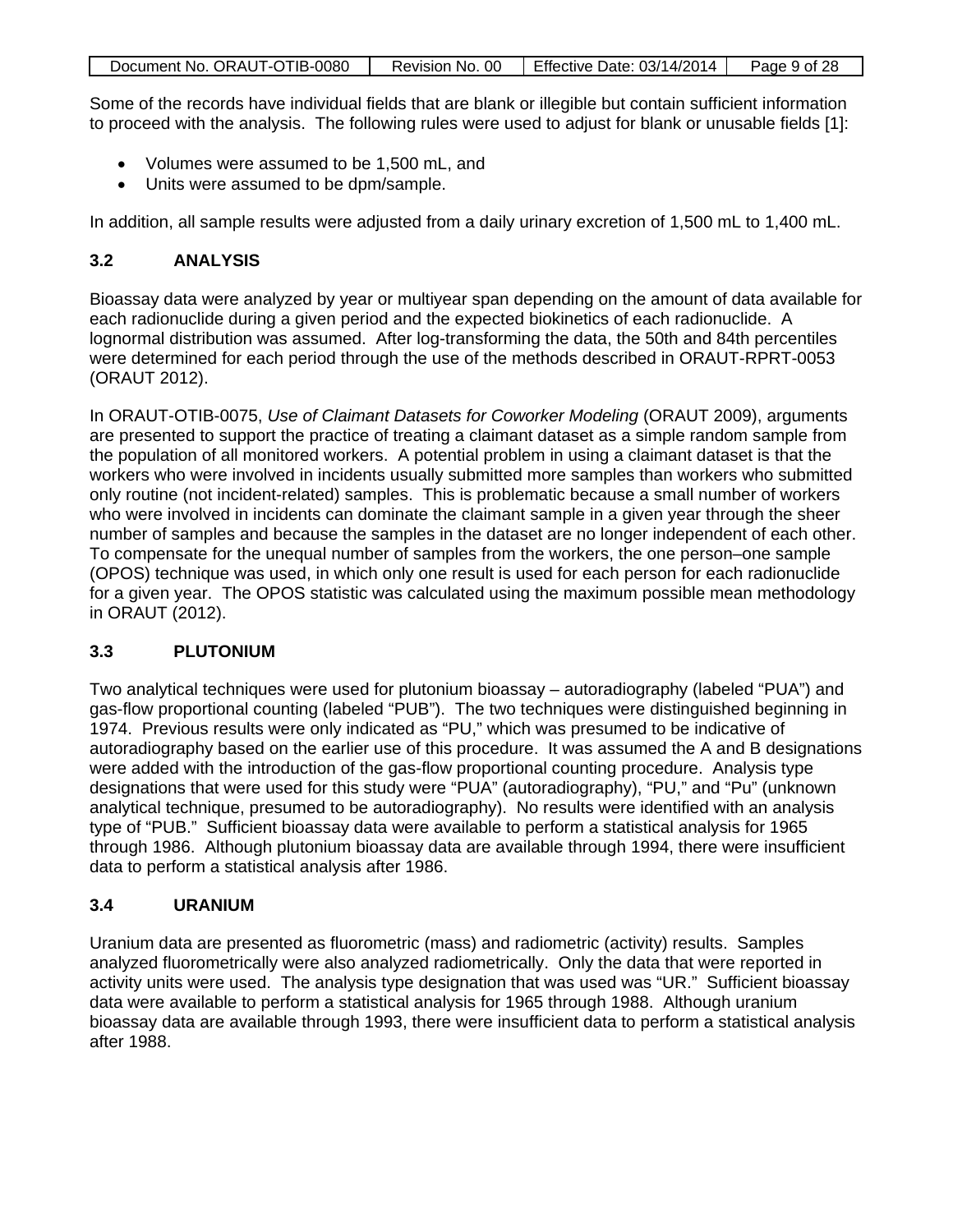Some of the records have individual fields that are blank or illegible but contain sufficient information to proceed with the analysis. The following rules were used to adjust for blank or unusable fields [1]:

- Volumes were assumed to be 1,500 mL, and
- Units were assumed to be dpm/sample.

In addition, all sample results were adjusted from a daily urinary excretion of 1,500 mL to 1,400 mL.

## 3.2 ANALYSIS

Bioassay data were analyzed by year or multiyear span depending on the amount of data available for each radionuclide during a given period and the expected biokinetics of each radionuclide. A lognormal distribution was assumed. After log-transforming the data, the 50th and 84th percentiles were determined for each period through the use of the methods described in ORAUT-RPRT-0053 (ORAUT 2012).

In ORAUT-OTIB-0075, *Use of Claimant Datasets for Coworker Modeling* (ORAUT 2009), arguments are presented to support the practice of treating a claimant dataset as a simple random sample from the population of all monitored workers. A potential problem in using a claimant dataset is that the workers who were involved in incidents usually submitted more samples than workers who submitted only routine (not incident-related) samples. This is problematic because a small number of workers who were involved in incidents can dominate the claimant sample in a given year through the sheer number of samples and because the samples in the dataset are no longer independent of each other. To compensate for the unequal number of samples from the workers, the one person–one sample (OPOS) technique was used, in which only one result is used for each person for each radionuclide for a given year. The OPOS statistic was calculated using the maximum possible mean methodology in ORAUT (2012).

## 3.3 PLUTONIUM

Two analytical techniques were used for plutonium bioassay – autoradiography (labeled "PUA") and gas-flow proportional counting (labeled "PUB"). The two techniques were distinguished beginning in 1974. Previous results were only indicated as "PU," which was presumed to be indicative of autoradiography based on the earlier use of this procedure. It was assumed the A and B designations were added with the introduction of the gas-flow proportional counting procedure. Analysis type designations that were used for this study were "PUA" (autoradiography), "PU," and "Pu" (unknown analytical technique, presumed to be autoradiography). No results were identified with an analysis type of "PUB." Sufficient bioassay data were available to perform a statistical analysis for 1965 through 1986. Although plutonium bioassay data are available through 1994, there were insufficient data to perform a statistical analysis after 1986.

## 3.4 URANIUM

Uranium data are presented as fluorometric (mass) and radiometric (activity) results. Samples analyzed fluorometrically were also analyzed radiometrically. Only the data that were reported in activity units were used. The analysis type designation that was used was "UR." Sufficient bioassay data were available to perform a statistical analysis for 1965 through 1988. Although uranium bioassay data are available through 1993, there were insufficient data to perform a statistical analysis after 1988.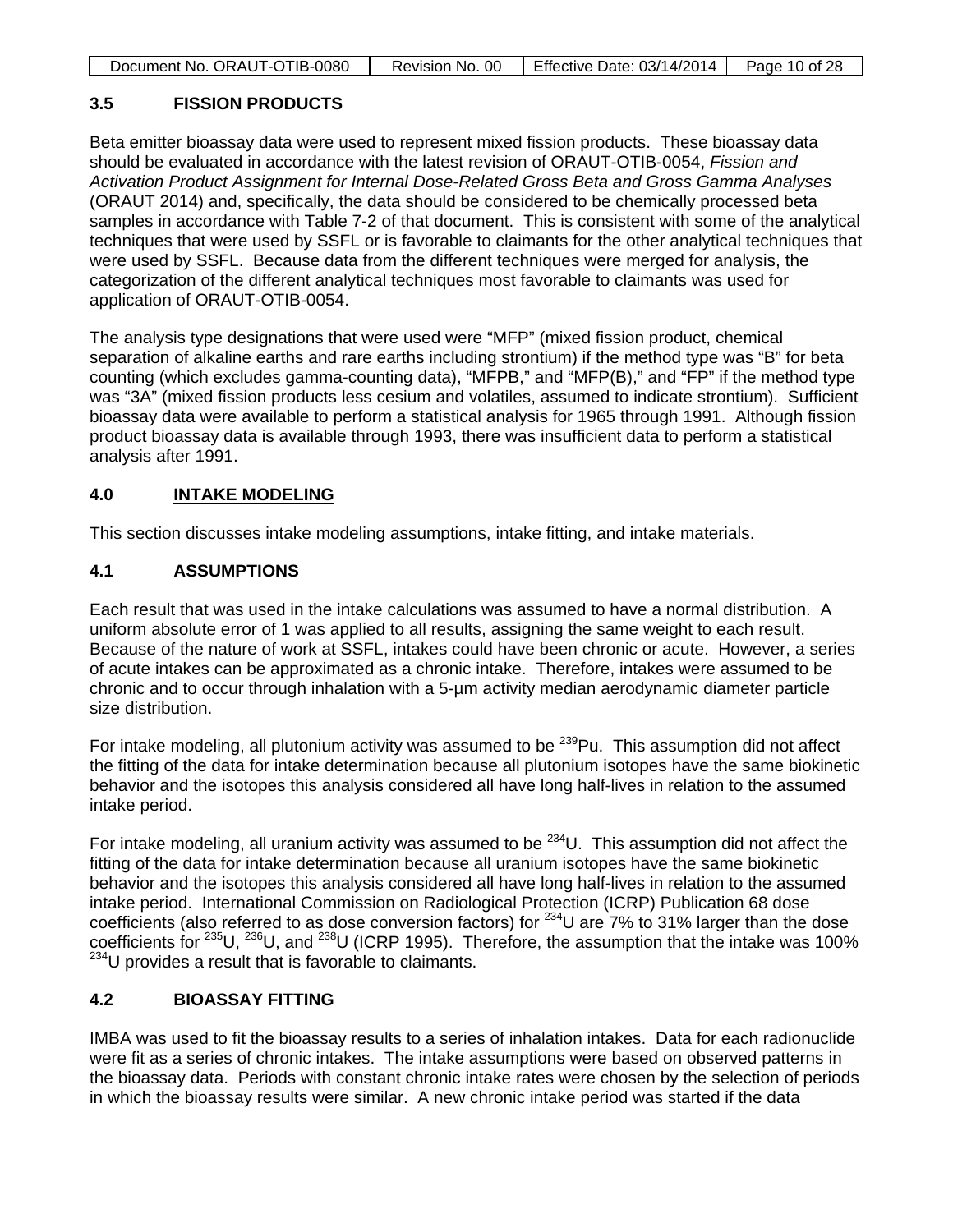### 3.5 FISSION PRODUCTS

Beta emitter bioassay data were used to represent mixed fission products. These bioassay data should be evaluated in accordance with the latest revision of ORAUT-OTIB-0054, *Fission and Activation Product Assignment for Internal Dose-Related Gross Beta and Gross Gamma Analyses* (ORAUT 2014) and, specifically, the data should be considered to be chemically processed beta samples in accordance with Table 7-2 of that document. This is consistent with some of the analytical techniques that were used by SSFL or is favorable to claimants for the other analytical techniques that were used by SSFL. Because data from the different techniques were merged for analysis, the categorization of the different analytical techniques most favorable to claimants was used for application of ORAUT-OTIB-0054.

The analysis type designations that were used were "MFP" (mixed fission product, chemical separation of alkaline earths and rare earths including strontium) if the method type was "B" for beta counting (which excludes gamma-counting data), "MFPB," and "MFP(B)," and "FP" if the method type was "3A" (mixed fission products less cesium and volatiles, assumed to indicate strontium). Sufficient bioassay data were available to perform a statistical analysis for 1965 through 1991. Although fission product bioassay data is available through 1993, there was insufficient data to perform a statistical analysis after 1991.

## 4.0 INTAKE MODELING

This section discusses intake modeling assumptions, intake fitting, and intake materials.

### 4.1 ASSUMPTIONS

Each result that was used in the intake calculations was assumed to have a normal distribution. A uniform absolute error of 1 was applied to all results, assigning the same weight to each result. Because of the nature of work at SSFL, intakes could have been chronic or acute. However, a series of acute intakes can be approximated as a chronic intake. Therefore, intakes were assumed to be chronic and to occur through inhalation with a 5-µm activity median aerodynamic diameter particle size distribution.

For intake modeling, all plutonium activity was assumed to be $^{239}$Pu. This assumption did not affect the fitting of the data for intake determination because all plutonium isotopes have the same biokinetic behavior and the isotopes this analysis considered all have long half-lives in relation to the assumed intake period.

For intake modeling, all uranium activity was assumed to be $^{234}$U. This assumption did not affect the fitting of the data for intake determination because all uranium isotopes have the same biokinetic behavior and the isotopes this analysis considered all have long half-lives in relation to the assumed intake period. International Commission on Radiological Protection (ICRP) Publication 68 dose coefficients (also referred to as dose conversion factors) for $^{234}$U are 7% to 31% larger than the dose coefficients for $^{235}$U, $^{236}$U, and $^{238}$U (ICRP 1995). Therefore, the assumption that the intake was 100% $^{234}$U provides a result that is favorable to claimants.

### 4.2 BIOASSAY FITTING

IMBA was used to fit the bioassay results to a series of inhalation intakes. Data for each radionuclide were fit as a series of chronic intakes. The intake assumptions were based on observed patterns in the bioassay data. Periods with constant chronic intake rates were chosen by the selection of periods in which the bioassay results were similar. A new chronic intake period was started if the data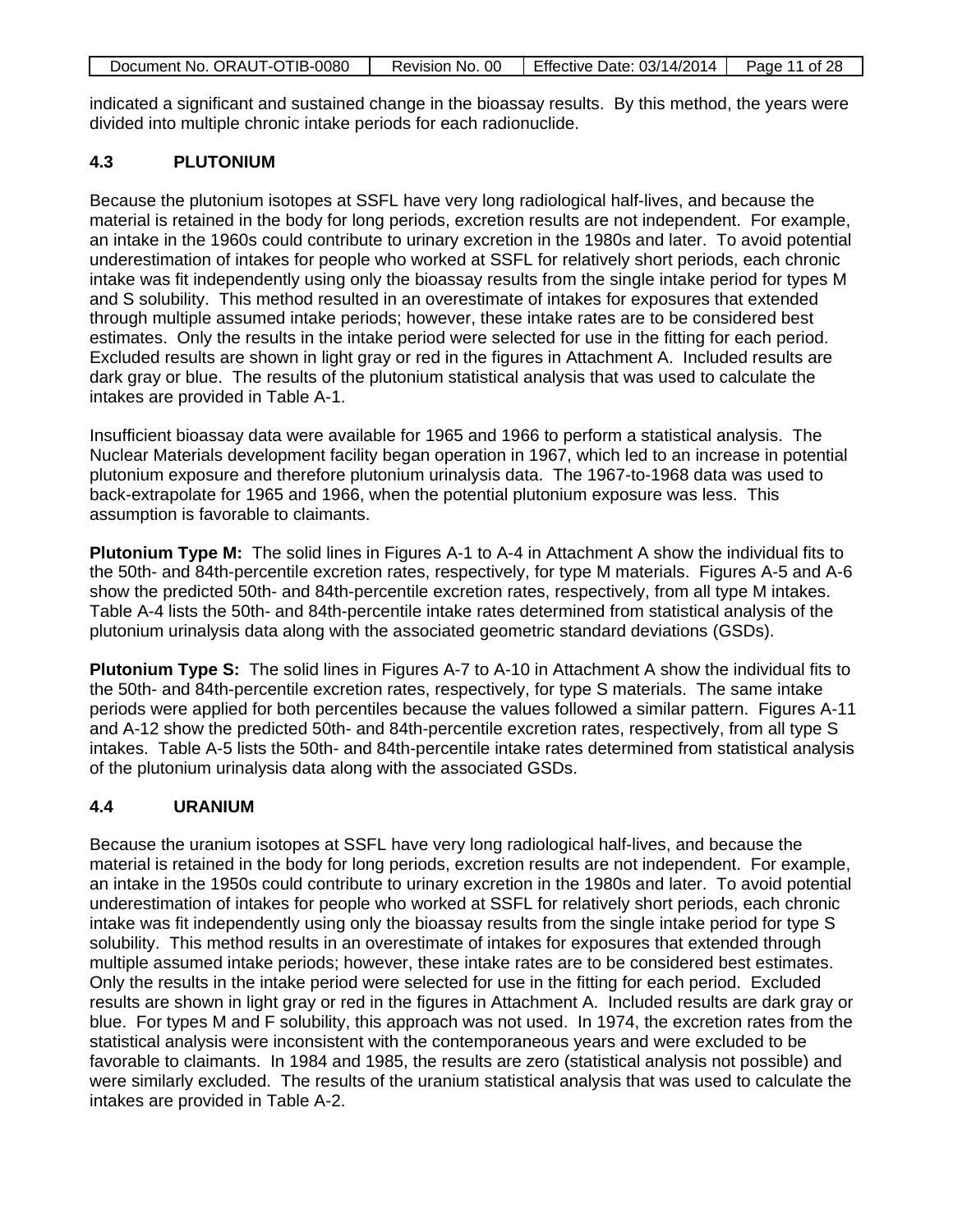indicated a significant and sustained change in the bioassay results. By this method, the years were divided into multiple chronic intake periods for each radionuclide.

### 4.3 PLUTONIUM

Because the plutonium isotopes at SSFL have very long radiological half-lives, and because the material is retained in the body for long periods, excretion results are not independent. For example, an intake in the 1960s could contribute to urinary excretion in the 1980s and later. To avoid potential underestimation of intakes for people who worked at SSFL for relatively short periods, each chronic intake was fit independently using only the bioassay results from the single intake period for types M and S solubility. This method resulted in an overestimate of intakes for exposures that extended through multiple assumed intake periods; however, these intake rates are to be considered best estimates. Only the results in the intake period were selected for use in the fitting for each period. Excluded results are shown in light gray or red in the figures in Attachment A. Included results are dark gray or blue. The results of the plutonium statistical analysis that was used to calculate the intakes are provided in Table A-1.

Insufficient bioassay data were available for 1965 and 1966 to perform a statistical analysis. The Nuclear Materials development facility began operation in 1967, which led to an increase in potential plutonium exposure and therefore plutonium urinalysis data. The 1967-to-1968 data was used to back-extrapolate for 1965 and 1966, when the potential plutonium exposure was less. This assumption is favorable to claimants.

**Plutonium Type M:** The solid lines in Figures A-1 to A-4 in Attachment A show the individual fits to the 50th- and 84th-percentile excretion rates, respectively, for type M materials. Figures A-5 and A-6 show the predicted 50th- and 84th-percentile excretion rates, respectively, from all type M intakes. Table A-4 lists the 50th- and 84th-percentile intake rates determined from statistical analysis of the plutonium urinalysis data along with the associated geometric standard deviations (GSDs).

**Plutonium Type S:** The solid lines in Figures A-7 to A-10 in Attachment A show the individual fits to the 50th- and 84th-percentile excretion rates, respectively, for type S materials. The same intake periods were applied for both percentiles because the values followed a similar pattern. Figures A-11 and A-12 show the predicted 50th- and 84th-percentile excretion rates, respectively, from all type S intakes. Table A-5 lists the 50th- and 84th-percentile intake rates determined from statistical analysis of the plutonium urinalysis data along with the associated GSDs.

### 4.4 URANIUM

Because the uranium isotopes at SSFL have very long radiological half-lives, and because the material is retained in the body for long periods, excretion results are not independent. For example, an intake in the 1950s could contribute to urinary excretion in the 1980s and later. To avoid potential underestimation of intakes for people who worked at SSFL for relatively short periods, each chronic intake was fit independently using only the bioassay results from the single intake period for type S solubility. This method results in an overestimate of intakes for exposures that extended through multiple assumed intake periods; however, these intake rates are to be considered best estimates. Only the results in the intake period were selected for use in the fitting for each period. Excluded results are shown in light gray or red in the figures in Attachment A. Included results are dark gray or blue. For types M and F solubility, this approach was not used. In 1974, the excretion rates from the statistical analysis were inconsistent with the contemporaneous years and were excluded to be favorable to claimants. In 1984 and 1985, the results are zero (statistical analysis not possible) and were similarly excluded. The results of the uranium statistical analysis that was used to calculate the intakes are provided in Table A-2.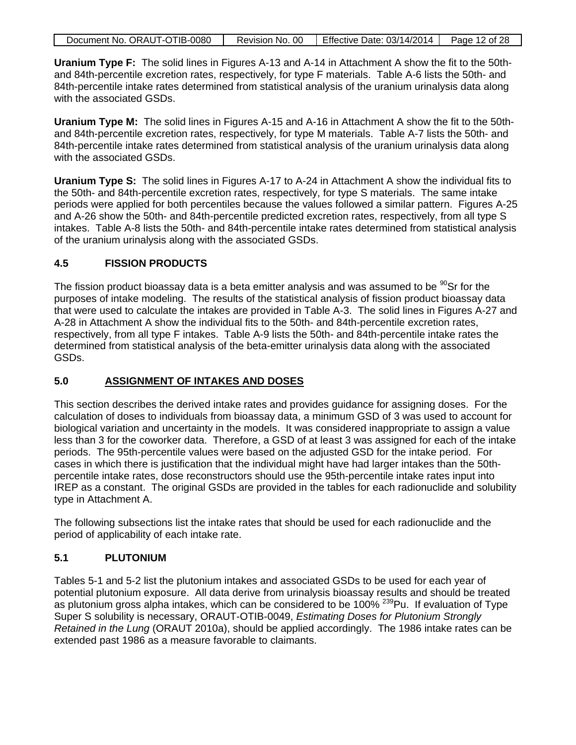**Uranium Type F:** The solid lines in Figures A-13 and A-14 in Attachment A show the fit to the 50th- and 84th-percentile excretion rates, respectively, for type F materials. Table A-6 lists the 50th- and 84th-percentile intake rates determined from statistical analysis of the uranium urinalysis data along with the associated GSDs.

**Uranium Type M:** The solid lines in Figures A-15 and A-16 in Attachment A show the fit to the 50th- and 84th-percentile excretion rates, respectively, for type M materials. Table A-7 lists the 50th- and 84th-percentile intake rates determined from statistical analysis of the uranium urinalysis data along with the associated GSDs.

**Uranium Type S:** The solid lines in Figures A-17 to A-24 in Attachment A show the individual fits to the 50th- and 84th-percentile excretion rates, respectively, for type S materials. The same intake periods were applied for both percentiles because the values followed a similar pattern. Figures A-25 and A-26 show the 50th- and 84th-percentile predicted excretion rates, respectively, from all type S intakes. Table A-8 lists the 50th- and 84th-percentile intake rates determined from statistical analysis of the uranium urinalysis along with the associated GSDs.

## 4.5 FISSION PRODUCTS

The fission product bioassay data is a beta emitter analysis and was assumed to be $^{90}$Sr for the purposes of intake modeling. The results of the statistical analysis of fission product bioassay data that were used to calculate the intakes are provided in Table A-3. The solid lines in Figures A-27 and A-28 in Attachment A show the individual fits to the 50th- and 84th-percentile excretion rates, respectively, from all type F intakes. Table A-9 lists the 50th- and 84th-percentile intake rates the determined from statistical analysis of the beta-emitter urinalysis data along with the associated GSDs.

# 5.0 ASSIGNMENT OF INTAKES AND DOSES

This section describes the derived intake rates and provides guidance for assigning doses. For the calculation of doses to individuals from bioassay data, a minimum GSD of 3 was used to account for biological variation and uncertainty in the models. It was considered inappropriate to assign a value less than 3 for the coworker data. Therefore, a GSD of at least 3 was assigned for each of the intake periods. The 95th-percentile values were based on the adjusted GSD for the intake period. For cases in which there is justification that the individual might have had larger intakes than the 50th-percentile intake rates, dose reconstructors should use the 95th-percentile intake rates input into IREP as a constant. The original GSDs are provided in the tables for each radionuclide and solubility type in Attachment A.

The following subsections list the intake rates that should be used for each radionuclide and the period of applicability of each intake rate.

## 5.1 PLUTONIUM

Tables 5-1 and 5-2 list the plutonium intakes and associated GSDs to be used for each year of potential plutonium exposure. All data derive from urinalysis bioassay results and should be treated as plutonium gross alpha intakes, which can be considered to be 100% $^{239}$Pu. If evaluation of Type Super S solubility is necessary, ORAUT-OTIB-0049, *Estimating Doses for Plutonium Strongly Retained in the Lung* (ORAUT 2010a), should be applied accordingly. The 1986 intake rates can be extended past 1986 as a measure favorable to claimants.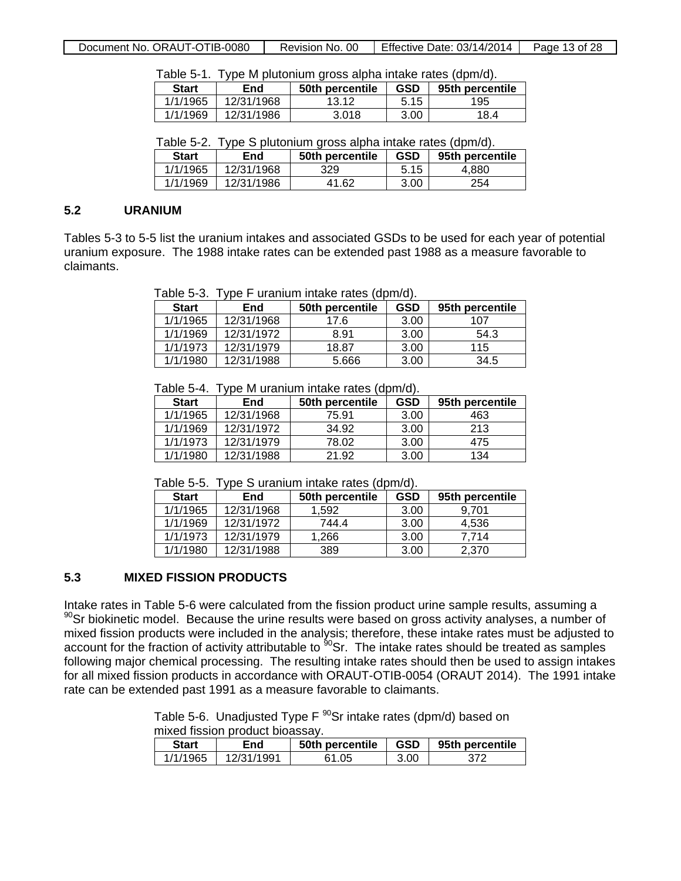Table 5-1. Type M plutonium gross alpha intake rates (dpm/d).

| Start | End | 50th percentile | GSD | 95th percentile |
|---|---|---|---|---|
| 1/1/1965 | 12/31/1968 | 13.12 | 5.15 | 195 |
| 1/1/1969 | 12/31/1986 | 3.018 | 3.00 | 18.4 |

Table 5-2. Type S plutonium gross alpha intake rates (dpm/d).

| Start | End | 50th percentile | GSD | 95th percentile |
|---|---|---|---|---|
| 1/1/1965 | 12/31/1968 | 329 | 5.15 | 4,880 |
| 1/1/1969 | 12/31/1986 | 41.62 | 3.00 | 254 |

## 5.2 URANIUM

Tables 5-3 to 5-5 list the uranium intakes and associated GSDs to be used for each year of potential uranium exposure. The 1988 intake rates can be extended past 1988 as a measure favorable to claimants.

Table 5-3. Type F uranium intake rates (dpm/d).

| Start | End | 50th percentile | GSD | 95th percentile |
|---|---|---|---|---|
| 1/1/1965 | 12/31/1968 | 17.6 | 3.00 | 107 |
| 1/1/1969 | 12/31/1972 | 8.91 | 3.00 | 54.3 |
| 1/1/1973 | 12/31/1979 | 18.87 | 3.00 | 115 |
| 1/1/1980 | 12/31/1988 | 5.666 | 3.00 | 34.5 |

Table 5-4. Type M uranium intake rates (dpm/d).

| Start | End | 50th percentile | GSD | 95th percentile |
|---|---|---|---|---|
| 1/1/1965 | 12/31/1968 | 75.91 | 3.00 | 463 |
| 1/1/1969 | 12/31/1972 | 34.92 | 3.00 | 213 |
| 1/1/1973 | 12/31/1979 | 78.02 | 3.00 | 475 |
| 1/1/1980 | 12/31/1988 | 21.92 | 3.00 | 134 |

Table 5-5. Type S uranium intake rates (dpm/d).

| Start | End | 50th percentile | GSD | 95th percentile |
|---|---|---|---|---|
| 1/1/1965 | 12/31/1968 | 1,592 | 3.00 | 9,701 |
| 1/1/1969 | 12/31/1972 | 744.4 | 3.00 | 4,536 |
| 1/1/1973 | 12/31/1979 | 1,266 | 3.00 | 7,714 |
| 1/1/1980 | 12/31/1988 | 389 | 3.00 | 2,370 |

## 5.3 MIXED FISSION PRODUCTS

Intake rates in Table 5-6 were calculated from the fission product urine sample results, assuming a $^{90}$Sr biokinetic model. Because the urine results were based on gross activity analyses, a number of mixed fission products were included in the analysis; therefore, these intake rates must be adjusted to account for the fraction of activity attributable to $^{90}$Sr. The intake rates should be treated as samples following major chemical processing. The resulting intake rates should then be used to assign intakes for all mixed fission products in accordance with ORAUT-OTIB-0054 (ORAUT 2014). The 1991 intake rate can be extended past 1991 as a measure favorable to claimants.

Table 5-6. Unadjusted Type F $^{90}$Sr intake rates (dpm/d) based on mixed fission product bioassay.

| Start | End | 50th percentile | GSD | 95th percentile |
|---|---|---|---|---|
| 1/1/1965 | 12/31/1991 | 61.05 | 3.00 | 372 |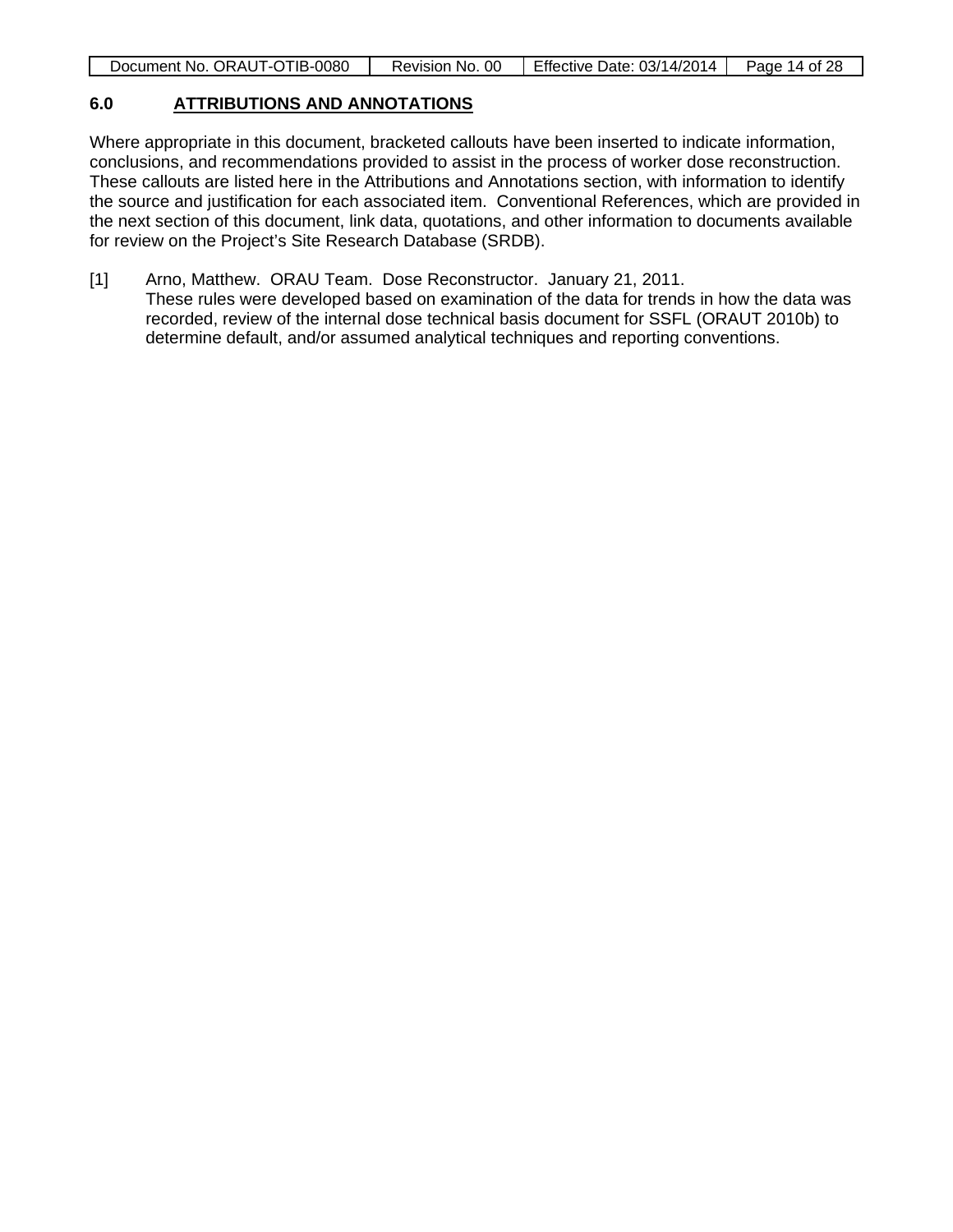## 6.0 ATTRIBUTIONS AND ANNOTATIONS

Where appropriate in this document, bracketed callouts have been inserted to indicate information, conclusions, and recommendations provided to assist in the process of worker dose reconstruction. These callouts are listed here in the Attributions and Annotations section, with information to identify the source and justification for each associated item. Conventional References, which are provided in the next section of this document, link data, quotations, and other information to documents available for review on the Project's Site Research Database (SRDB).

[1] Arno, Matthew. ORAU Team. Dose Reconstructor. January 21, 2011.
These rules were developed based on examination of the data for trends in how the data was recorded, review of the internal dose technical basis document for SSFL (ORAUT 2010b) to determine default, and/or assumed analytical techniques and reporting conventions.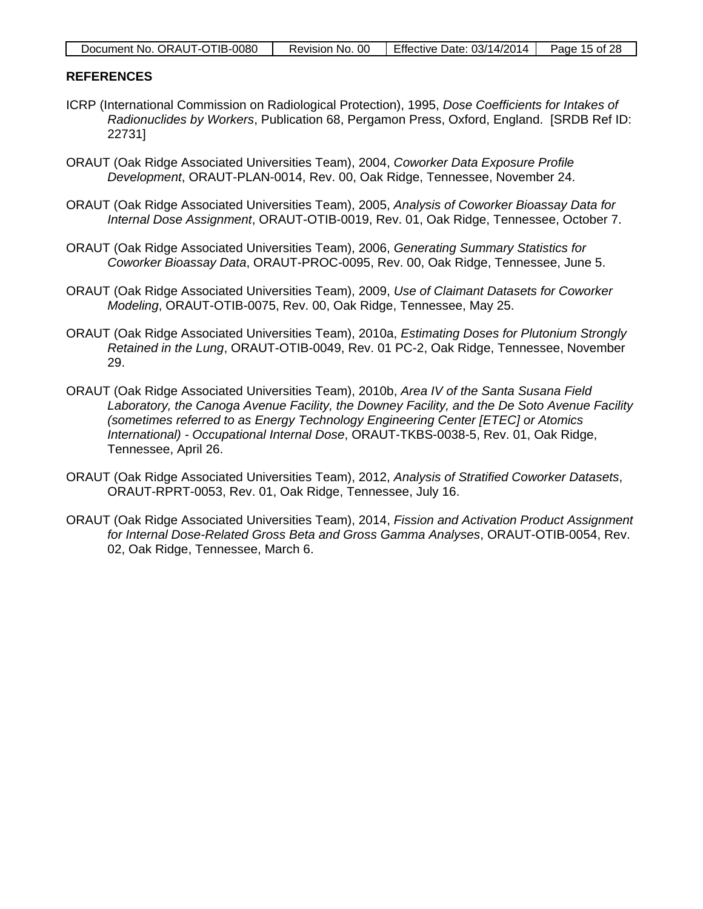## REFERENCES

ICRP (International Commission on Radiological Protection), 1995, *Dose Coefficients for Intakes of Radionuclides by Workers*, Publication 68, Pergamon Press, Oxford, England. [SRDB Ref ID: 22731]

ORAUT (Oak Ridge Associated Universities Team), 2004, *Coworker Data Exposure Profile Development*, ORAUT-PLAN-0014, Rev. 00, Oak Ridge, Tennessee, November 24.

ORAUT (Oak Ridge Associated Universities Team), 2005, *Analysis of Coworker Bioassay Data for Internal Dose Assignment*, ORAUT-OTIB-0019, Rev. 01, Oak Ridge, Tennessee, October 7.

ORAUT (Oak Ridge Associated Universities Team), 2006, *Generating Summary Statistics for Coworker Bioassay Data*, ORAUT-PROC-0095, Rev. 00, Oak Ridge, Tennessee, June 5.

ORAUT (Oak Ridge Associated Universities Team), 2009, *Use of Claimant Datasets for Coworker Modeling*, ORAUT-OTIB-0075, Rev. 00, Oak Ridge, Tennessee, May 25.

ORAUT (Oak Ridge Associated Universities Team), 2010a, *Estimating Doses for Plutonium Strongly Retained in the Lung*, ORAUT-OTIB-0049, Rev. 01 PC-2, Oak Ridge, Tennessee, November 29.

ORAUT (Oak Ridge Associated Universities Team), 2010b, *Area IV of the Santa Susana Field Laboratory, the Canoga Avenue Facility, the Downey Facility, and the De Soto Avenue Facility (sometimes referred to as Energy Technology Engineering Center [ETEC] or Atomics International) - Occupational Internal Dose*, ORAUT-TKBS-0038-5, Rev. 01, Oak Ridge, Tennessee, April 26.

ORAUT (Oak Ridge Associated Universities Team), 2012, *Analysis of Stratified Coworker Datasets*, ORAUT-RPRT-0053, Rev. 01, Oak Ridge, Tennessee, July 16.

ORAUT (Oak Ridge Associated Universities Team), 2014, *Fission and Activation Product Assignment for Internal Dose-Related Gross Beta and Gross Gamma Analyses*, ORAUT-OTIB-0054, Rev. 02, Oak Ridge, Tennessee, March 6.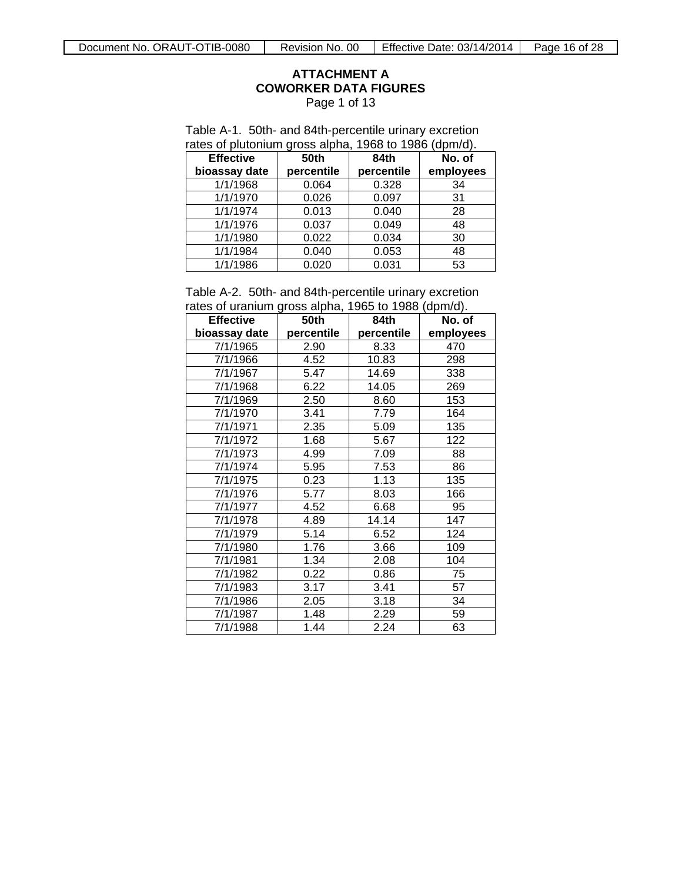# ATTACHMENT A
## COWORKER DATA FIGURES

Page 1 of 13

Table A-1. 50th- and 84th-percentile urinary excretion rates of plutonium gross alpha, 1968 to 1986 (dpm/d).

| Effective bioassay date | 50th percentile | 84th percentile | No. of employees |
|---|---|---|---|
| 1/1/1968 | 0.064 | 0.328 | 34 |
| 1/1/1970 | 0.026 | 0.097 | 31 |
| 1/1/1974 | 0.013 | 0.040 | 28 |
| 1/1/1976 | 0.037 | 0.049 | 48 |
| 1/1/1980 | 0.022 | 0.034 | 30 |
| 1/1/1984 | 0.040 | 0.053 | 48 |
| 1/1/1986 | 0.020 | 0.031 | 53 |

Table A-2. 50th- and 84th-percentile urinary excretion rates of uranium gross alpha, 1965 to 1988 (dpm/d).

| Effective bioassay date | 50th percentile | 84th percentile | No. of employees |
|---|---|---|---|
| 7/1/1965 | 2.90 | 8.33 | 470 |
| 7/1/1966 | 4.52 | 10.83 | 298 |
| 7/1/1967 | 5.47 | 14.69 | 338 |
| 7/1/1968 | 6.22 | 14.05 | 269 |
| 7/1/1969 | 2.50 | 8.60 | 153 |
| 7/1/1970 | 3.41 | 7.79 | 164 |
| 7/1/1971 | 2.35 | 5.09 | 135 |
| 7/1/1972 | 1.68 | 5.67 | 122 |
| 7/1/1973 | 4.99 | 7.09 | 88 |
| 7/1/1974 | 5.95 | 7.53 | 86 |
| 7/1/1975 | 0.23 | 1.13 | 135 |
| 7/1/1976 | 5.77 | 8.03 | 166 |
| 7/1/1977 | 4.52 | 6.68 | 95 |
| 7/1/1978 | 4.89 | 14.14 | 147 |
| 7/1/1979 | 5.14 | 6.52 | 124 |
| 7/1/1980 | 1.76 | 3.66 | 109 |
| 7/1/1981 | 1.34 | 2.08 | 104 |
| 7/1/1982 | 0.22 | 0.86 | 75 |
| 7/1/1983 | 3.17 | 3.41 | 57 |
| 7/1/1986 | 2.05 | 3.18 | 34 |
| 7/1/1987 | 1.48 | 2.29 | 59 |
| 7/1/1988 | 1.44 | 2.24 | 63 |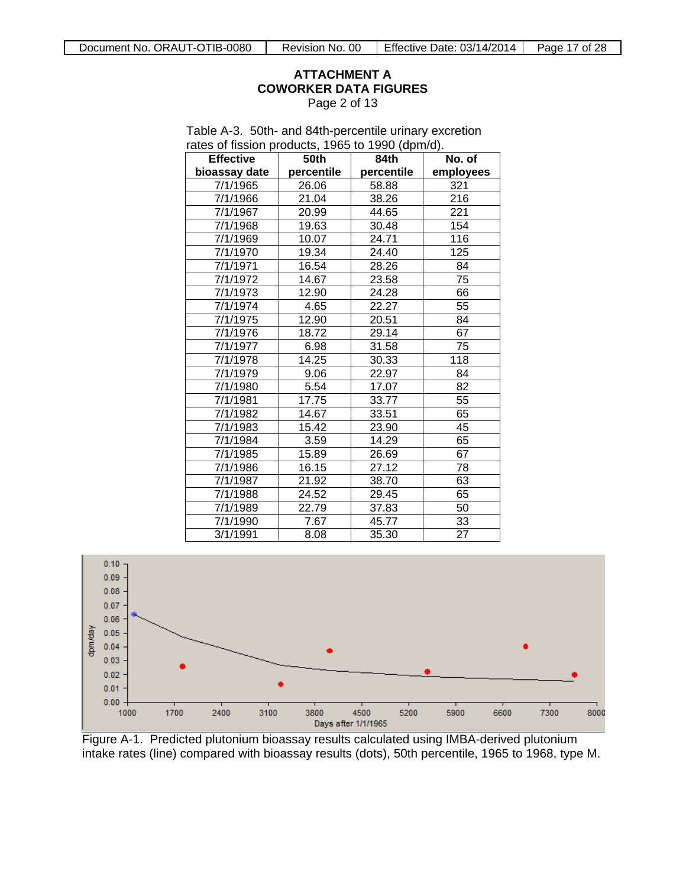## ATTACHMENT A
## COWORKER DATA FIGURES
Page 2 of 13

Table A-3. 50th- and 84th-percentile urinary excretion rates of fission products, 1965 to 1990 (dpm/d).

| Effective bioassay date | 50th percentile | 84th percentile | No. of employees |
|---|---|---|---|
| 7/1/1965 | 26.06 | 58.88 | 321 |
| 7/1/1966 | 21.04 | 38.26 | 216 |
| 7/1/1967 | 20.99 | 44.65 | 221 |
| 7/1/1968 | 19.63 | 30.48 | 154 |
| 7/1/1969 | 10.07 | 24.71 | 116 |
| 7/1/1970 | 19.34 | 24.40 | 125 |
| 7/1/1971 | 16.54 | 28.26 | 84 |
| 7/1/1972 | 14.67 | 23.58 | 75 |
| 7/1/1973 | 12.90 | 24.28 | 66 |
| 7/1/1974 | 4.65 | 22.27 | 55 |
| 7/1/1975 | 12.90 | 20.51 | 84 |
| 7/1/1976 | 18.72 | 29.14 | 67 |
| 7/1/1977 | 6.98 | 31.58 | 75 |
| 7/1/1978 | 14.25 | 30.33 | 118 |
| 7/1/1979 | 9.06 | 22.97 | 84 |
| 7/1/1980 | 5.54 | 17.07 | 82 |
| 7/1/1981 | 17.75 | 33.77 | 55 |
| 7/1/1982 | 14.67 | 33.51 | 65 |
| 7/1/1983 | 15.42 | 23.90 | 45 |
| 7/1/1984 | 3.59 | 14.29 | 65 |
| 7/1/1985 | 15.89 | 26.69 | 67 |
| 7/1/1986 | 16.15 | 27.12 | 78 |
| 7/1/1987 | 21.92 | 38.70 | 63 |
| 7/1/1988 | 24.52 | 29.45 | 65 |
| 7/1/1989 | 22.79 | 37.83 | 50 |
| 7/1/1990 | 7.67 | 45.77 | 33 |
| 3/1/1991 | 8.08 | 35.30 | 27 |

Figure A-1. Predicted plutonium bioassay results calculated using IMBA-derived plutonium intake rates (line) compared with bioassay results (dots), 50th percentile, 1965 to 1968, type M.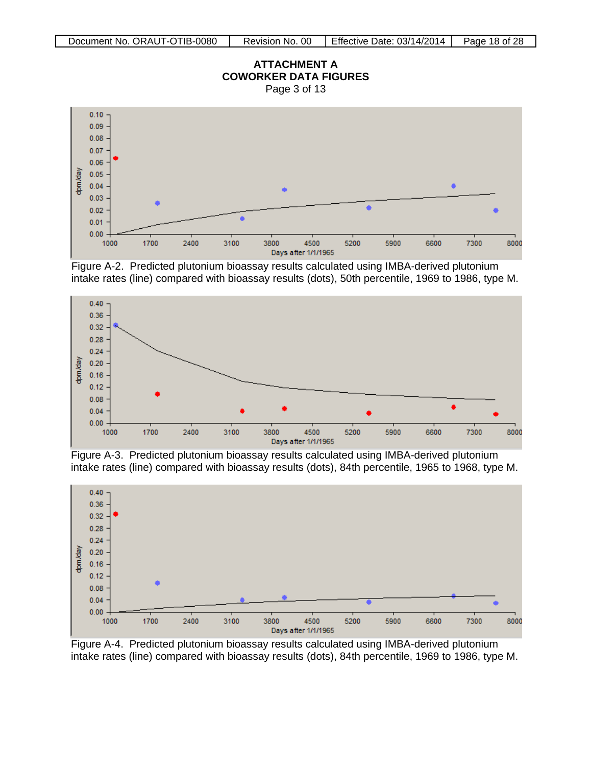# ATTACHMENT A
# COWORKER DATA FIGURES

Page 3 of 13

Figure A-2. Predicted plutonium bioassay results calculated using IMBA-derived plutonium intake rates (line) compared with bioassay results (dots), 50th percentile, 1969 to 1986, type M.

Figure A-3. Predicted plutonium bioassay results calculated using IMBA-derived plutonium intake rates (line) compared with bioassay results (dots), 84th percentile, 1965 to 1968, type M.

Figure A-4. Predicted plutonium bioassay results calculated using IMBA-derived plutonium intake rates (line) compared with bioassay results (dots), 84th percentile, 1969 to 1986, type M.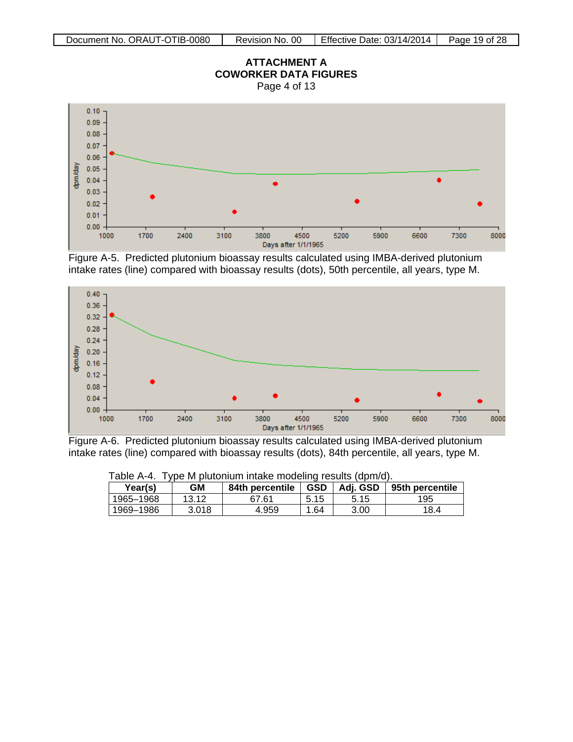# ATTACHMENT A
## COWORKER DATA FIGURES
Page 4 of 13

Figure A-5. Predicted plutonium bioassay results calculated using IMBA-derived plutonium intake rates (line) compared with bioassay results (dots), 50th percentile, all years, type M.

Figure A-6. Predicted plutonium bioassay results calculated using IMBA-derived plutonium intake rates (line) compared with bioassay results (dots), 84th percentile, all years, type M.

Table A-4. Type M plutonium intake modeling results (dpm/d).

| Year(s) | GM | 84th percentile | GSD | Adj. GSD | 95th percentile |
|---|---|---|---|---|---|
| 1965–1968 | 13.12 | 67.61 | 5.15 | 5.15 | 195 |
| 1969–1986 | 3.018 | 4.959 | 1.64 | 3.00 | 18.4 |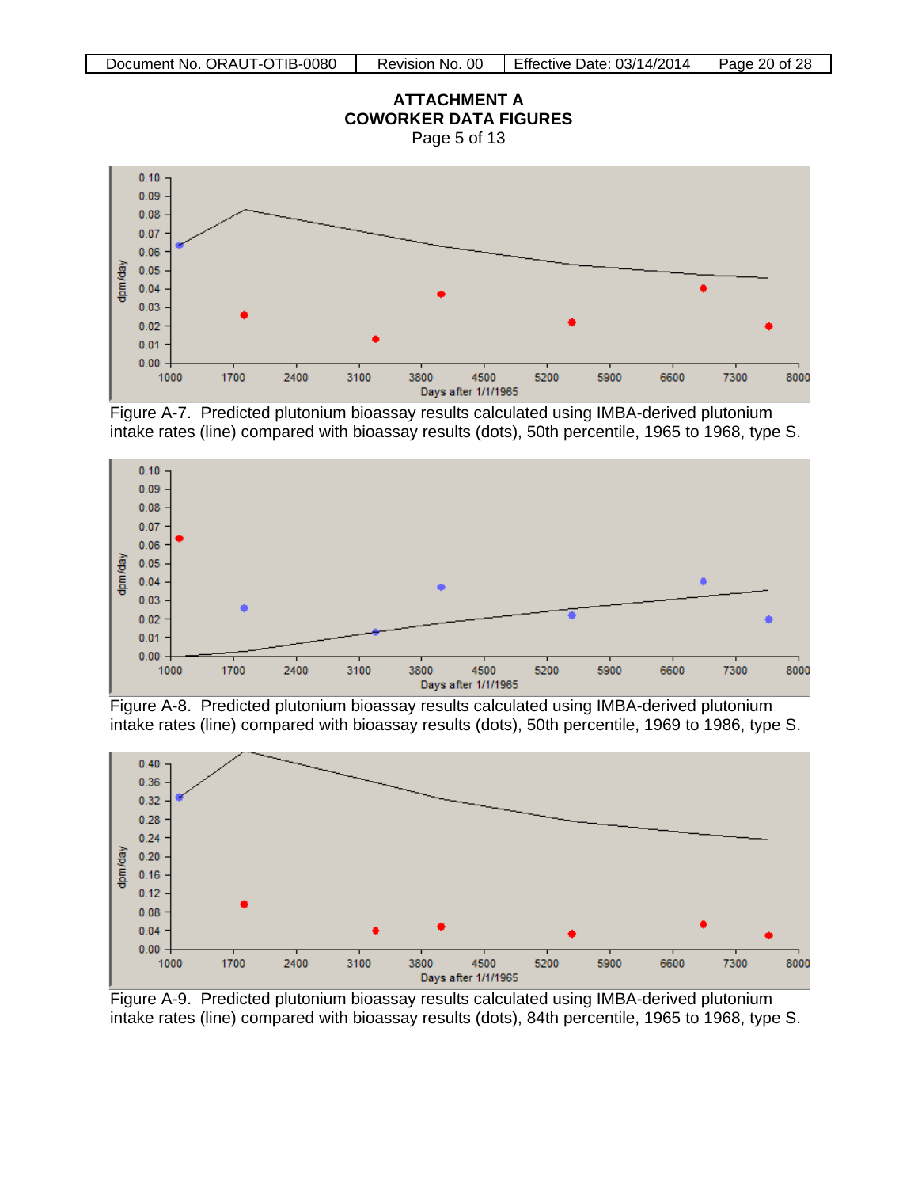## ATTACHMENT A
## COWORKER DATA FIGURES

Page 5 of 13

Figure A-7. Predicted plutonium bioassay results calculated using IMBA-derived plutonium intake rates (line) compared with bioassay results (dots), 50th percentile, 1965 to 1968, type S.

Figure A-8. Predicted plutonium bioassay results calculated using IMBA-derived plutonium intake rates (line) compared with bioassay results (dots), 50th percentile, 1969 to 1986, type S.

Figure A-9. Predicted plutonium bioassay results calculated using IMBA-derived plutonium intake rates (line) compared with bioassay results (dots), 84th percentile, 1965 to 1968, type S.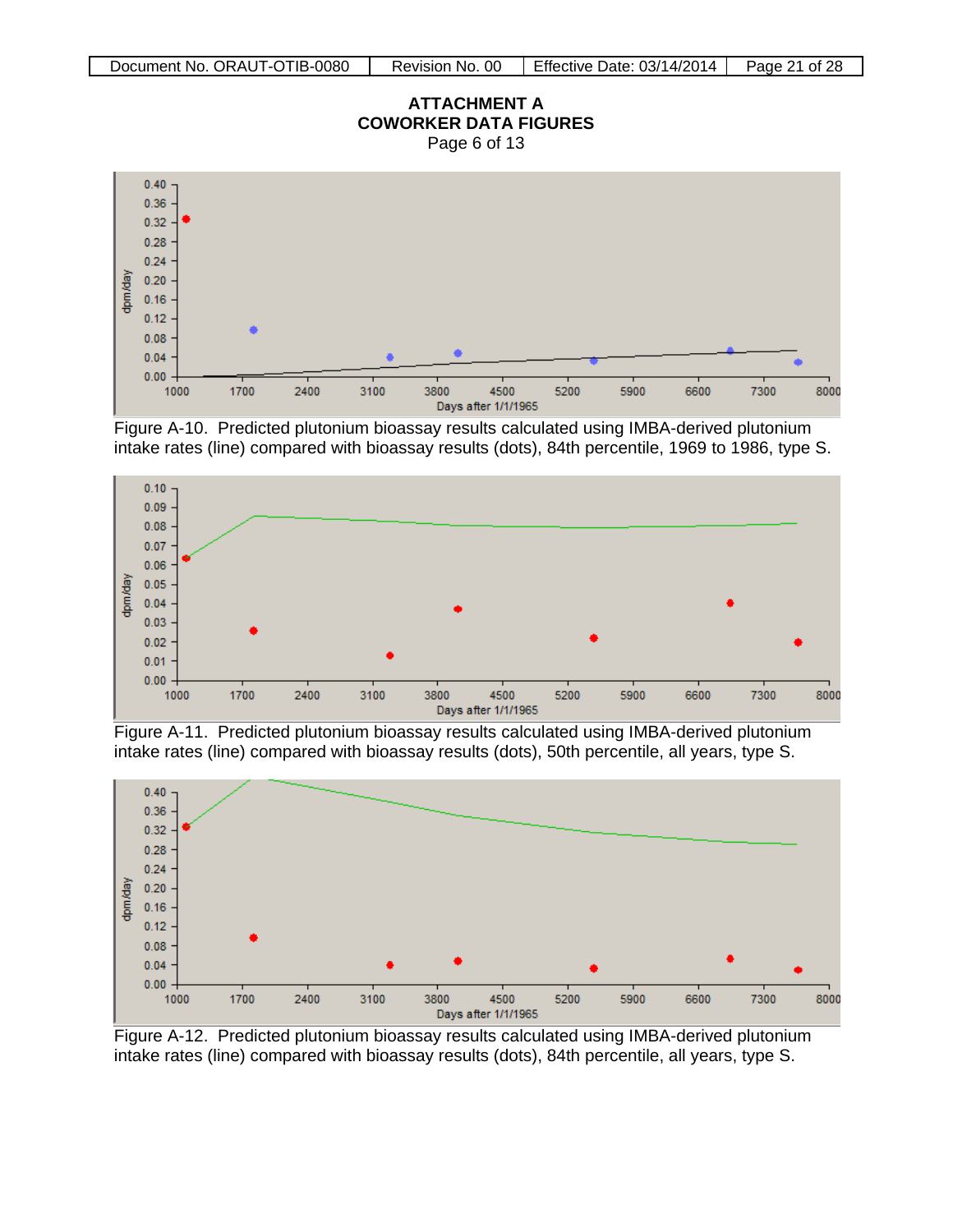**ATTACHMENT A**
**COWORKER DATA FIGURES**
Page 6 of 13

Figure A-10. Predicted plutonium bioassay results calculated using IMBA-derived plutonium intake rates (line) compared with bioassay results (dots), 84th percentile, 1969 to 1986, type S.

Figure A-11. Predicted plutonium bioassay results calculated using IMBA-derived plutonium intake rates (line) compared with bioassay results (dots), 50th percentile, all years, type S.

Figure A-12. Predicted plutonium bioassay results calculated using IMBA-derived plutonium intake rates (line) compared with bioassay results (dots), 84th percentile, all years, type S.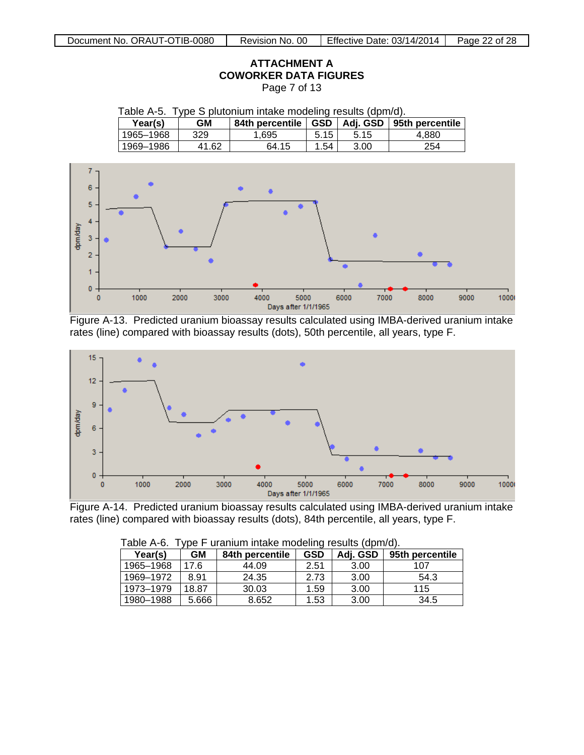**ATTACHMENT A**
**COWORKER DATA FIGURES**
Page 7 of 13

Table A-5. Type S plutonium intake modeling results (dpm/d).

| Year(s) | GM | 84th percentile | GSD | Adj. GSD | 95th percentile |
|---|---|---|---|---|---|
| 1965–1968 | 329 | 1,695 | 5.15 | 5.15 | 4,880 |
| 1969–1986 | 41.62 | 64.15 | 1.54 | 3.00 | 254 |

Figure A-13. Predicted uranium bioassay results calculated using IMBA-derived uranium intake rates (line) compared with bioassay results (dots), 50th percentile, all years, type F.

Figure A-14. Predicted uranium bioassay results calculated using IMBA-derived uranium intake rates (line) compared with bioassay results (dots), 84th percentile, all years, type F.

Table A-6. Type F uranium intake modeling results (dpm/d).

| Year(s) | GM | 84th percentile | GSD | Adj. GSD | 95th percentile |
|---|---|---|---|---|---|
| 1965–1968 | 17.6 | 44.09 | 2.51 | 3.00 | 107 |
| 1969–1972 | 8.91 | 24.35 | 2.73 | 3.00 | 54.3 |
| 1973–1979 | 18.87 | 30.03 | 1.59 | 3.00 | 115 |
| 1980–1988 | 5.666 | 8.652 | 1.53 | 3.00 | 34.5 |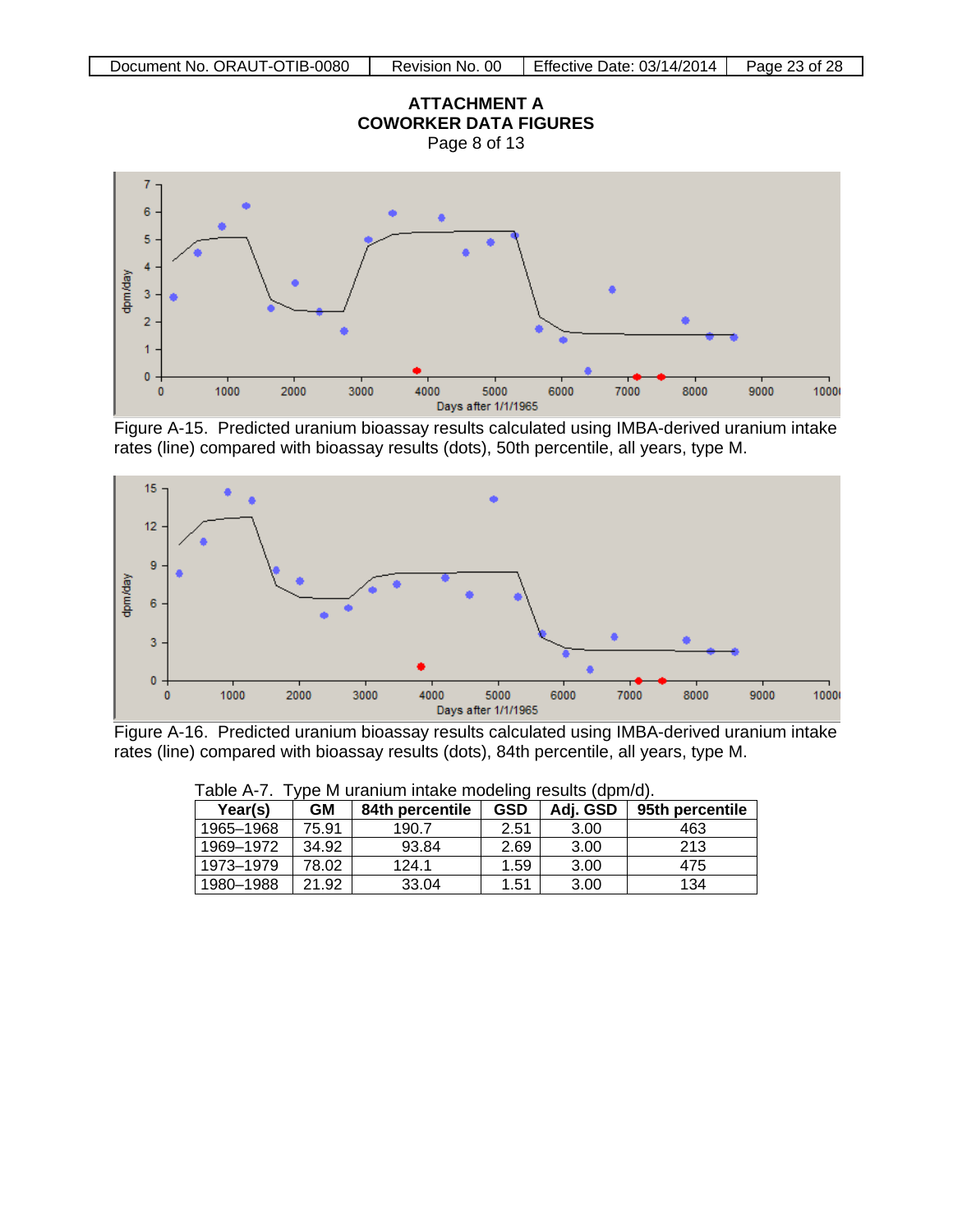## ATTACHMENT A
## COWORKER DATA FIGURES

Page 8 of 13

Figure A-15. Predicted uranium bioassay results calculated using IMBA-derived uranium intake rates (line) compared with bioassay results (dots), 50th percentile, all years, type M.

Figure A-16. Predicted uranium bioassay results calculated using IMBA-derived uranium intake rates (line) compared with bioassay results (dots), 84th percentile, all years, type M.

Table A-7. Type M uranium intake modeling results (dpm/d).

| Year(s) | GM | 84th percentile | GSD | Adj. GSD | 95th percentile |
|---|---|---|---|---|---|
| 1965–1968 | 75.91 | 190.7 | 2.51 | 3.00 | 463 |
| 1969–1972 | 34.92 | 93.84 | 2.69 | 3.00 | 213 |
| 1973–1979 | 78.02 | 124.1 | 1.59 | 3.00 | 475 |
| 1980–1988 | 21.92 | 33.04 | 1.51 | 3.00 | 134 |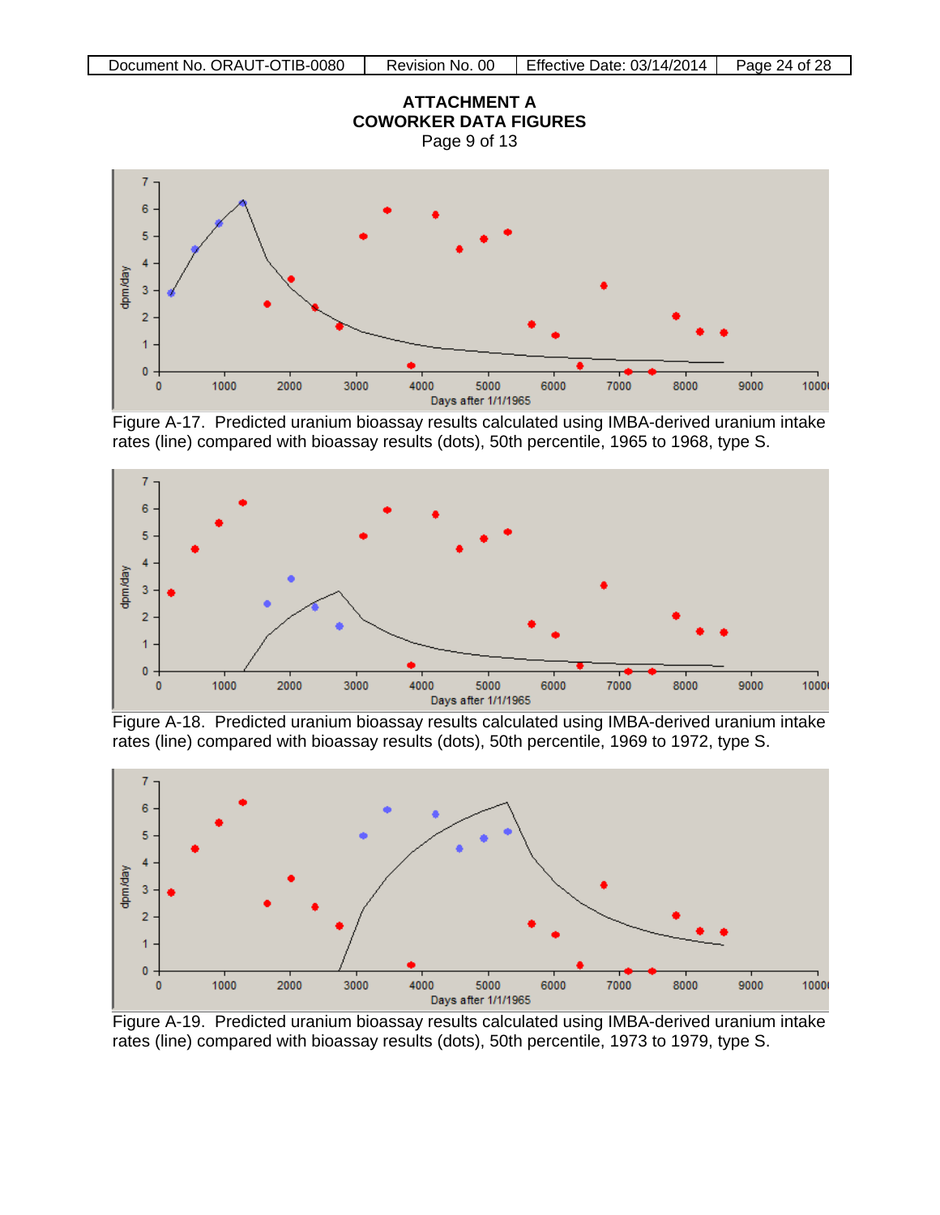# ATTACHMENT A
## COWORKER DATA FIGURES
Page 9 of 13

Figure A-17. Predicted uranium bioassay results calculated using IMBA-derived uranium intake rates (line) compared with bioassay results (dots), 50th percentile, 1965 to 1968, type S.

Figure A-18. Predicted uranium bioassay results calculated using IMBA-derived uranium intake rates (line) compared with bioassay results (dots), 50th percentile, 1969 to 1972, type S.

Figure A-19. Predicted uranium bioassay results calculated using IMBA-derived uranium intake rates (line) compared with bioassay results (dots), 50th percentile, 1973 to 1979, type S.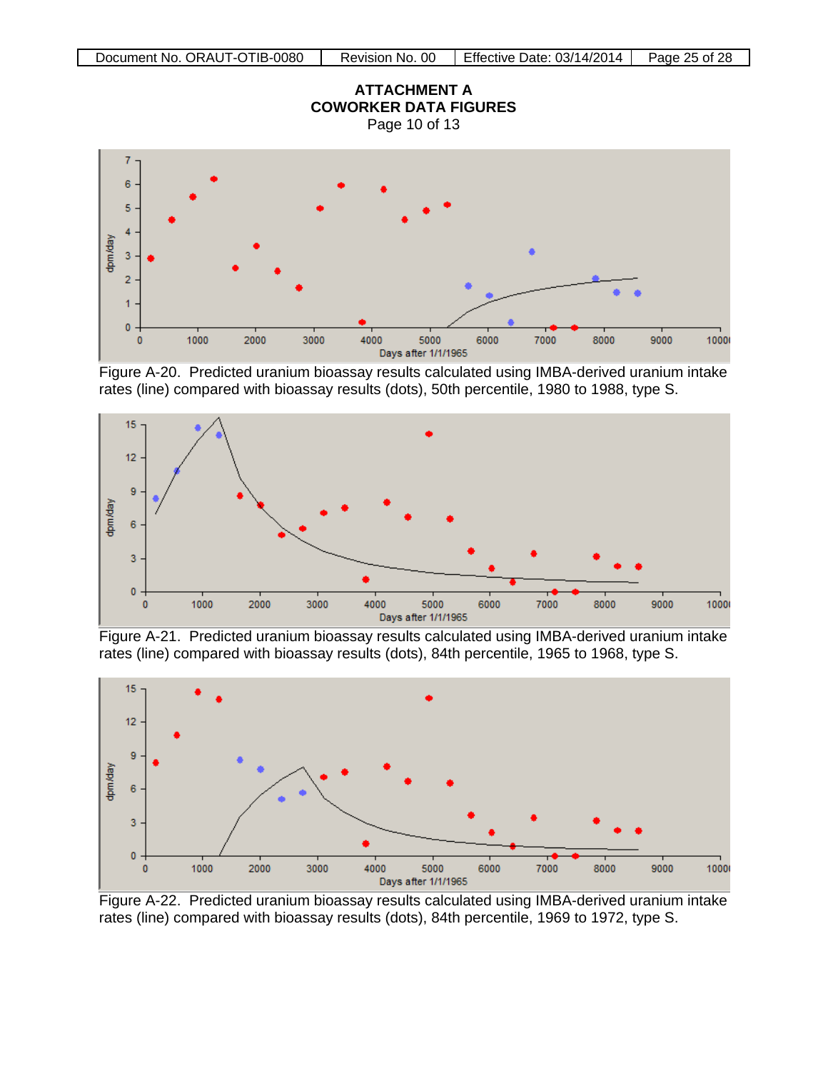# ATTACHMENT A
# COWORKER DATA FIGURES
Page 10 of 13

Figure A-20. Predicted uranium bioassay results calculated using IMBA-derived uranium intake rates (line) compared with bioassay results (dots), 50th percentile, 1980 to 1988, type S.

Figure A-21. Predicted uranium bioassay results calculated using IMBA-derived uranium intake rates (line) compared with bioassay results (dots), 84th percentile, 1965 to 1968, type S.

Figure A-22. Predicted uranium bioassay results calculated using IMBA-derived uranium intake rates (line) compared with bioassay results (dots), 84th percentile, 1969 to 1972, type S.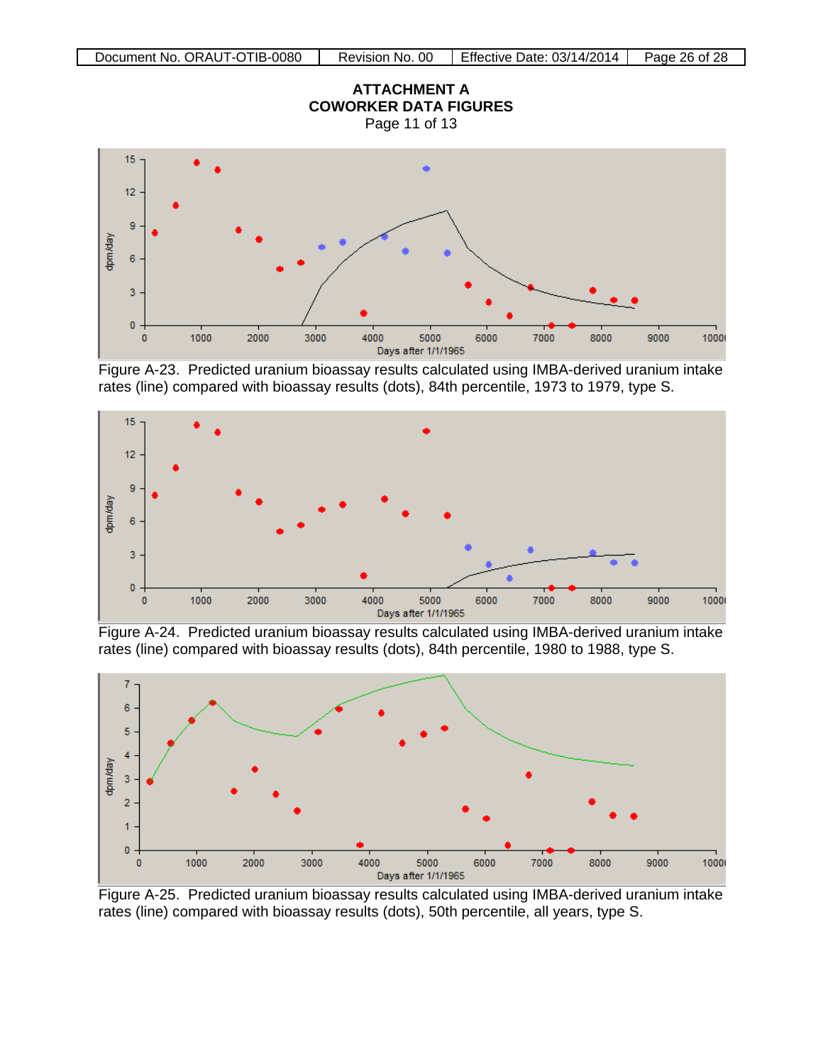# ATTACHMENT A
# COWORKER DATA FIGURES
Page 11 of 13

Figure A-23. Predicted uranium bioassay results calculated using IMBA-derived uranium intake rates (line) compared with bioassay results (dots), 84th percentile, 1973 to 1979, type S.

Figure A-24. Predicted uranium bioassay results calculated using IMBA-derived uranium intake rates (line) compared with bioassay results (dots), 84th percentile, 1980 to 1988, type S.

Figure A-25. Predicted uranium bioassay results calculated using IMBA-derived uranium intake rates (line) compared with bioassay results (dots), 50th percentile, all years, type S.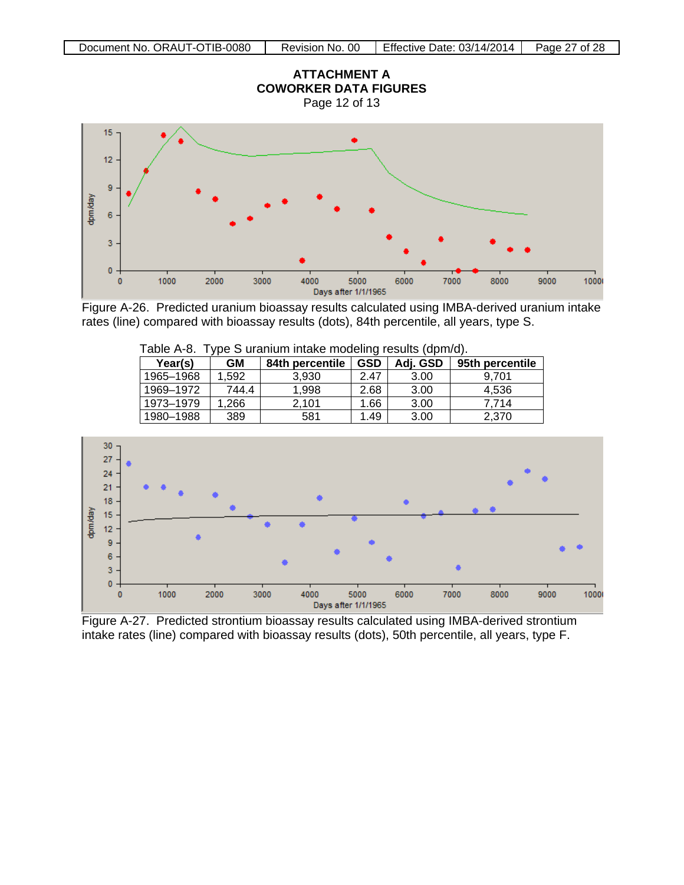## ATTACHMENT A
## COWORKER DATA FIGURES
Page 12 of 13

Figure A-26. Predicted uranium bioassay results calculated using IMBA-derived uranium intake rates (line) compared with bioassay results (dots), 84th percentile, all years, type S.

Table A-8. Type S uranium intake modeling results (dpm/d).

| Year(s) | GM | 84th percentile | GSD | Adj. GSD | 95th percentile |
|---|---|---|---|---|---|
| 1965–1968 | 1,592 | 3,930 | 2.47 | 3.00 | 9,701 |
| 1969–1972 | 744.4 | 1,998 | 2.68 | 3.00 | 4,536 |
| 1973–1979 | 1,266 | 2,101 | 1.66 | 3.00 | 7,714 |
| 1980–1988 | 389 | 581 | 1.49 | 3.00 | 2,370 |

Figure A-27. Predicted strontium bioassay results calculated using IMBA-derived strontium intake rates (line) compared with bioassay results (dots), 50th percentile, all years, type F.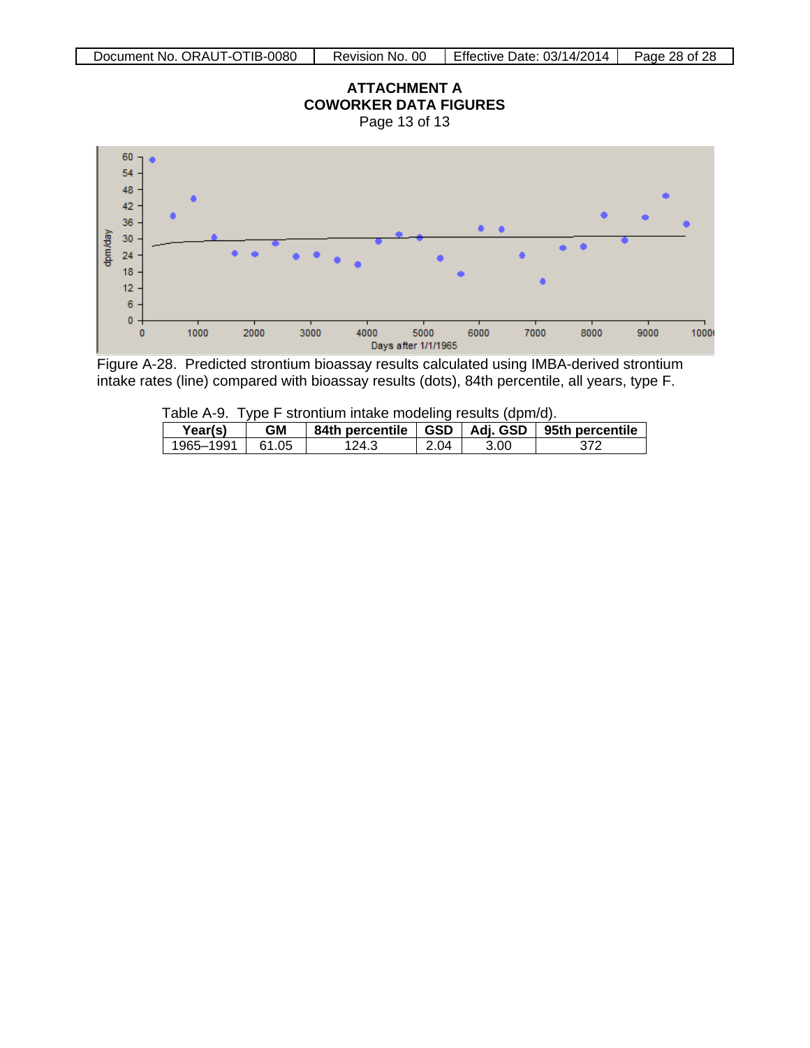### ATTACHMENT A
### COWORKER DATA FIGURES
Page 13 of 13

60
54
48
42
36
30
24
18
12
6
0
dpm/day
0 1000 2000 3000 4000 5000 6000 7000 8000 9000 10000
Days after 1/1/1965

Figure A-28. Predicted strontium bioassay results calculated using IMBA-derived strontium intake rates (line) compared with bioassay results (dots), 84th percentile, all years, type F.

Table A-9. Type F strontium intake modeling results (dpm/d).

| Year(s) | GM | 84th percentile | GSD | Adj. GSD | 95th percentile |
|---|---|---|---|---|---|
| 1965–1991 | 61.05 | 124.3 | 2.04 | 3.00 | 372 |